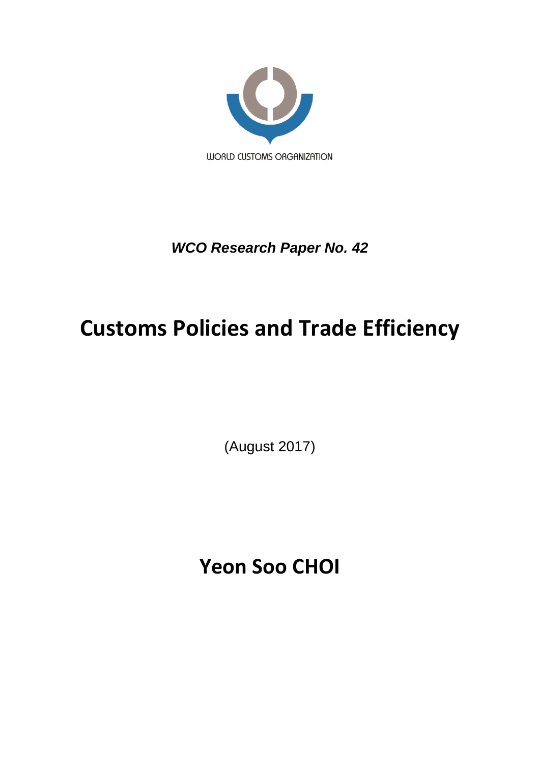WORLD CUSTOMS ORGANIZATION

***WCO Research Paper No. 42***

# Customs Policies and Trade Efficiency

(August 2017)

## Yeon Soo CHOI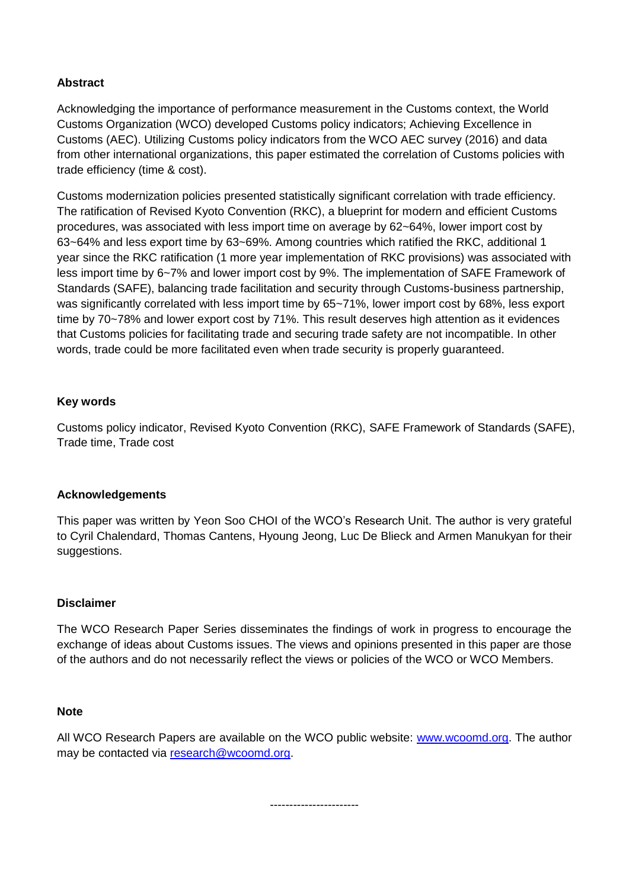**Abstract**

Acknowledging the importance of performance measurement in the Customs context, the World Customs Organization (WCO) developed Customs policy indicators; Achieving Excellence in Customs (AEC). Utilizing Customs policy indicators from the WCO AEC survey (2016) and data from other international organizations, this paper estimated the correlation of Customs policies with trade efficiency (time & cost).

Customs modernization policies presented statistically significant correlation with trade efficiency. The ratification of Revised Kyoto Convention (RKC), a blueprint for modern and efficient Customs procedures, was associated with less import time on average by 62~64%, lower import cost by 63~64% and less export time by 63~69%. Among countries which ratified the RKC, additional 1 year since the RKC ratification (1 more year implementation of RKC provisions) was associated with less import time by 6~7% and lower import cost by 9%. The implementation of SAFE Framework of Standards (SAFE), balancing trade facilitation and security through Customs-business partnership, was significantly correlated with less import time by 65~71%, lower import cost by 68%, less export time by 70~78% and lower export cost by 71%. This result deserves high attention as it evidences that Customs policies for facilitating trade and securing trade safety are not incompatible. In other words, trade could be more facilitated even when trade security is properly guaranteed.

**Key words**

Customs policy indicator, Revised Kyoto Convention (RKC), SAFE Framework of Standards (SAFE), Trade time, Trade cost

**Acknowledgements**

This paper was written by Yeon Soo CHOI of the WCO's Research Unit. The author is very grateful to Cyril Chalendard, Thomas Cantens, Hyoung Jeong, Luc De Blieck and Armen Manukyan for their suggestions.

**Disclaimer**

The WCO Research Paper Series disseminates the findings of work in progress to encourage the exchange of ideas about Customs issues. The views and opinions presented in this paper are those of the authors and do not necessarily reflect the views or policies of the WCO or WCO Members.

**Note**

All WCO Research Papers are available on the WCO public website: [www.wcoomd.org](http://www.wcoomd.org). The author may be contacted via [research@wcoomd.org](mailto:research@wcoomd.org).

-----------------------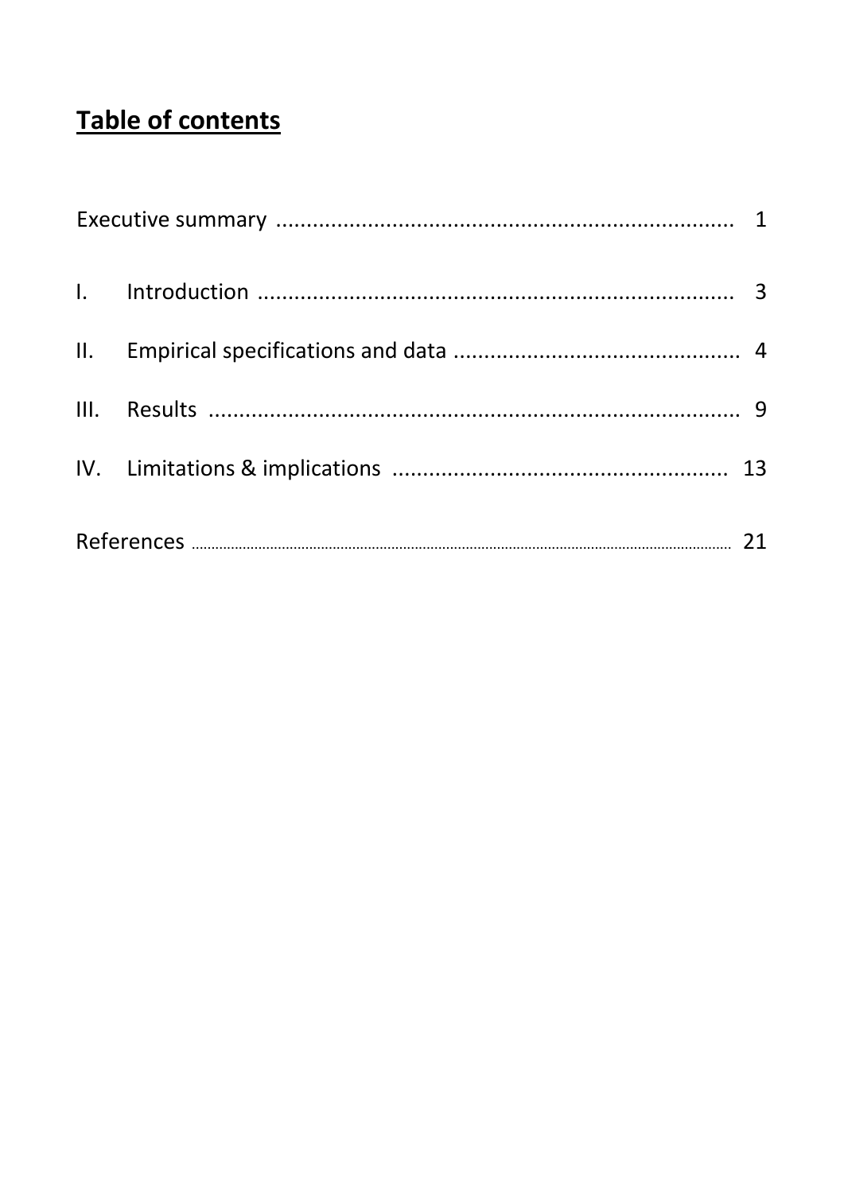# Table of contents

Executive summary ........................................................................... 1

I. Introduction ........................................................................... 3

II. Empirical specifications and data ............................................... 4

III. Results ........................................................................... 9

IV. Limitations & implications ........................................................ 13

References ........................................................................... 21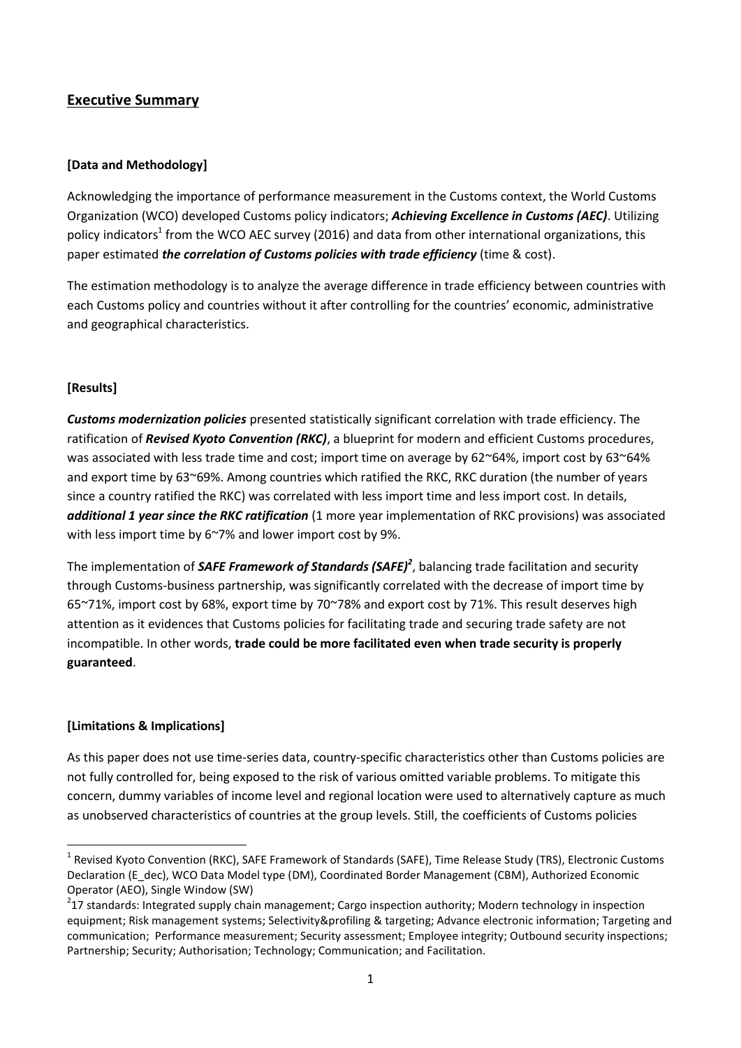## Executive Summary

**[Data and Methodology]**

Acknowledging the importance of performance measurement in the Customs context, the World Customs Organization (WCO) developed Customs policy indicators; ***Achieving Excellence in Customs (AEC)***. Utilizing policy indicators[1] from the WCO AEC survey (2016) and data from other international organizations, this paper estimated ***the correlation of Customs policies with trade efficiency*** (time & cost).

The estimation methodology is to analyze the average difference in trade efficiency between countries with each Customs policy and countries without it after controlling for the countries' economic, administrative and geographical characteristics.

**[Results]**

***Customs modernization policies*** presented statistically significant correlation with trade efficiency. The ratification of ***Revised Kyoto Convention (RKC)***, a blueprint for modern and efficient Customs procedures, was associated with less trade time and cost; import time on average by 62~64%, import cost by 63~64% and export time by 63~69%. Among countries which ratified the RKC, RKC duration (the number of years since a country ratified the RKC) was correlated with less import time and less import cost. In details, ***additional 1 year since the RKC ratification*** (1 more year implementation of RKC provisions) was associated with less import time by 6~7% and lower import cost by 9%.

The implementation of ***SAFE Framework of Standards (SAFE)***[2], balancing trade facilitation and security through Customs-business partnership, was significantly correlated with the decrease of import time by 65~71%, import cost by 68%, export time by 70~78% and export cost by 71%. This result deserves high attention as it evidences that Customs policies for facilitating trade and securing trade safety are not incompatible. In other words, **trade could be more facilitated even when trade security is properly guaranteed**.

**[Limitations & Implications]**

As this paper does not use time-series data, country-specific characteristics other than Customs policies are not fully controlled for, being exposed to the risk of various omitted variable problems. To mitigate this concern, dummy variables of income level and regional location were used to alternatively capture as much as unobserved characteristics of countries at the group levels. Still, the coefficients of Customs policies

---

[1] Revised Kyoto Convention (RKC), SAFE Framework of Standards (SAFE), Time Release Study (TRS), Electronic Customs Declaration (E_dec), WCO Data Model type (DM), Coordinated Border Management (CBM), Authorized Economic Operator (AEO), Single Window (SW)

[2] 17 standards: Integrated supply chain management; Cargo inspection authority; Modern technology in inspection equipment; Risk management systems; Selectivity&profiling & targeting; Advance electronic information; Targeting and communication; Performance measurement; Security assessment; Employee integrity; Outbound security inspections; Partnership; Security; Authorisation; Technology; Communication; and Facilitation.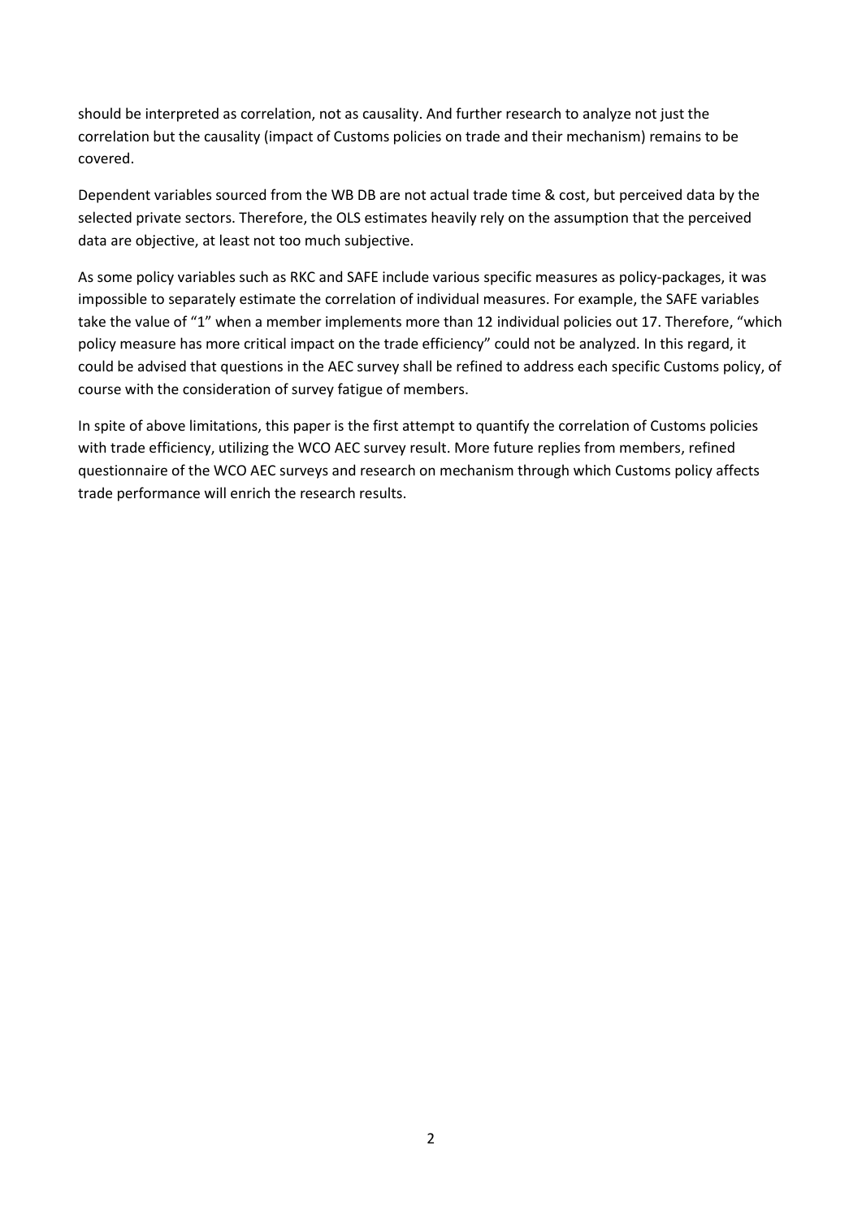should be interpreted as correlation, not as causality. And further research to analyze not just the correlation but the causality (impact of Customs policies on trade and their mechanism) remains to be covered.

Dependent variables sourced from the WB DB are not actual trade time & cost, but perceived data by the selected private sectors. Therefore, the OLS estimates heavily rely on the assumption that the perceived data are objective, at least not too much subjective.

As some policy variables such as RKC and SAFE include various specific measures as policy-packages, it was impossible to separately estimate the correlation of individual measures. For example, the SAFE variables take the value of "1" when a member implements more than 12 individual policies out 17. Therefore, "which policy measure has more critical impact on the trade efficiency" could not be analyzed. In this regard, it could be advised that questions in the AEC survey shall be refined to address each specific Customs policy, of course with the consideration of survey fatigue of members.

In spite of above limitations, this paper is the first attempt to quantify the correlation of Customs policies with trade efficiency, utilizing the WCO AEC survey result. More future replies from members, refined questionnaire of the WCO AEC surveys and research on mechanism through which Customs policy affects trade performance will enrich the research results.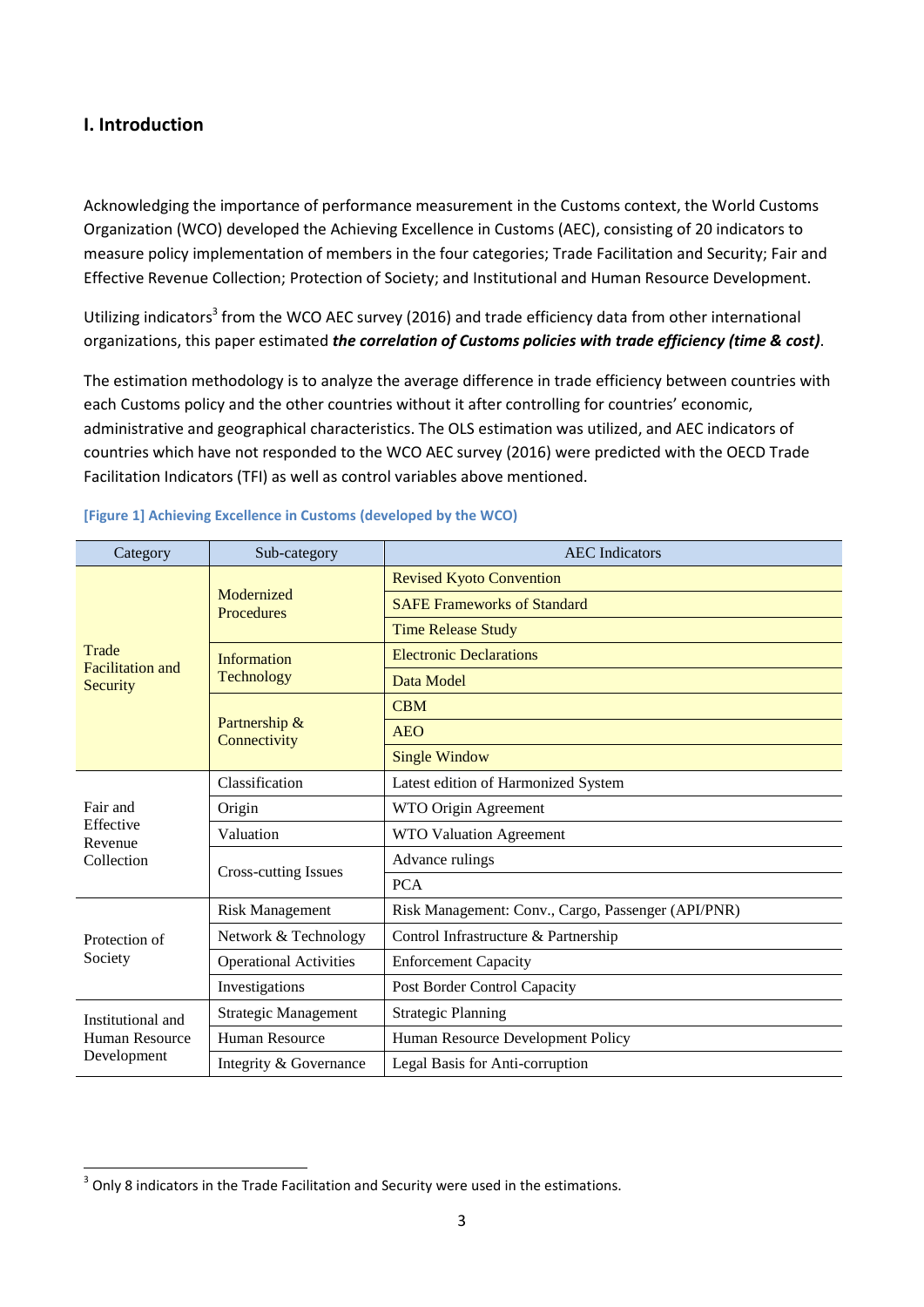## I. Introduction

Acknowledging the importance of performance measurement in the Customs context, the World Customs Organization (WCO) developed the Achieving Excellence in Customs (AEC), consisting of 20 indicators to measure policy implementation of members in the four categories; Trade Facilitation and Security; Fair and Effective Revenue Collection; Protection of Society; and Institutional and Human Resource Development.

Utilizing indicators[3] from the WCO AEC survey (2016) and trade efficiency data from other international organizations, this paper estimated ***the correlation of Customs policies with trade efficiency (time & cost)***.

The estimation methodology is to analyze the average difference in trade efficiency between countries with each Customs policy and the other countries without it after controlling for countries' economic, administrative and geographical characteristics. The OLS estimation was utilized, and AEC indicators of countries which have not responded to the WCO AEC survey (2016) were predicted with the OECD Trade Facilitation Indicators (TFI) as well as control variables above mentioned.

**[Figure 1] Achieving Excellence in Customs (developed by the WCO)**

| Category | Sub-category | AEC Indicators |
|---|---|---|
| Trade Facilitation and Security | Modernized Procedures | Revised Kyoto Convention |
| | | SAFE Frameworks of Standard |
| | | Time Release Study |
| | Information Technology | Electronic Declarations |
| | | Data Model |
| | Partnership & Connectivity | CBM |
| | | AEO |
| | | Single Window |
| Fair and Effective Revenue Collection | Classification | Latest edition of Harmonized System |
| | Origin | WTO Origin Agreement |
| | Valuation | WTO Valuation Agreement |
| | Cross-cutting Issues | Advance rulings |
| | | PCA |
| Protection of Society | Risk Management | Risk Management: Conv., Cargo, Passenger (API/PNR) |
| | Network & Technology | Control Infrastructure & Partnership |
| | Operational Activities | Enforcement Capacity |
| | Investigations | Post Border Control Capacity |
| Institutional and Human Resource Development | Strategic Management | Strategic Planning |
| | Human Resource | Human Resource Development Policy |
| | Integrity & Governance | Legal Basis for Anti-corruption |

[3] Only 8 indicators in the Trade Facilitation and Security were used in the estimations.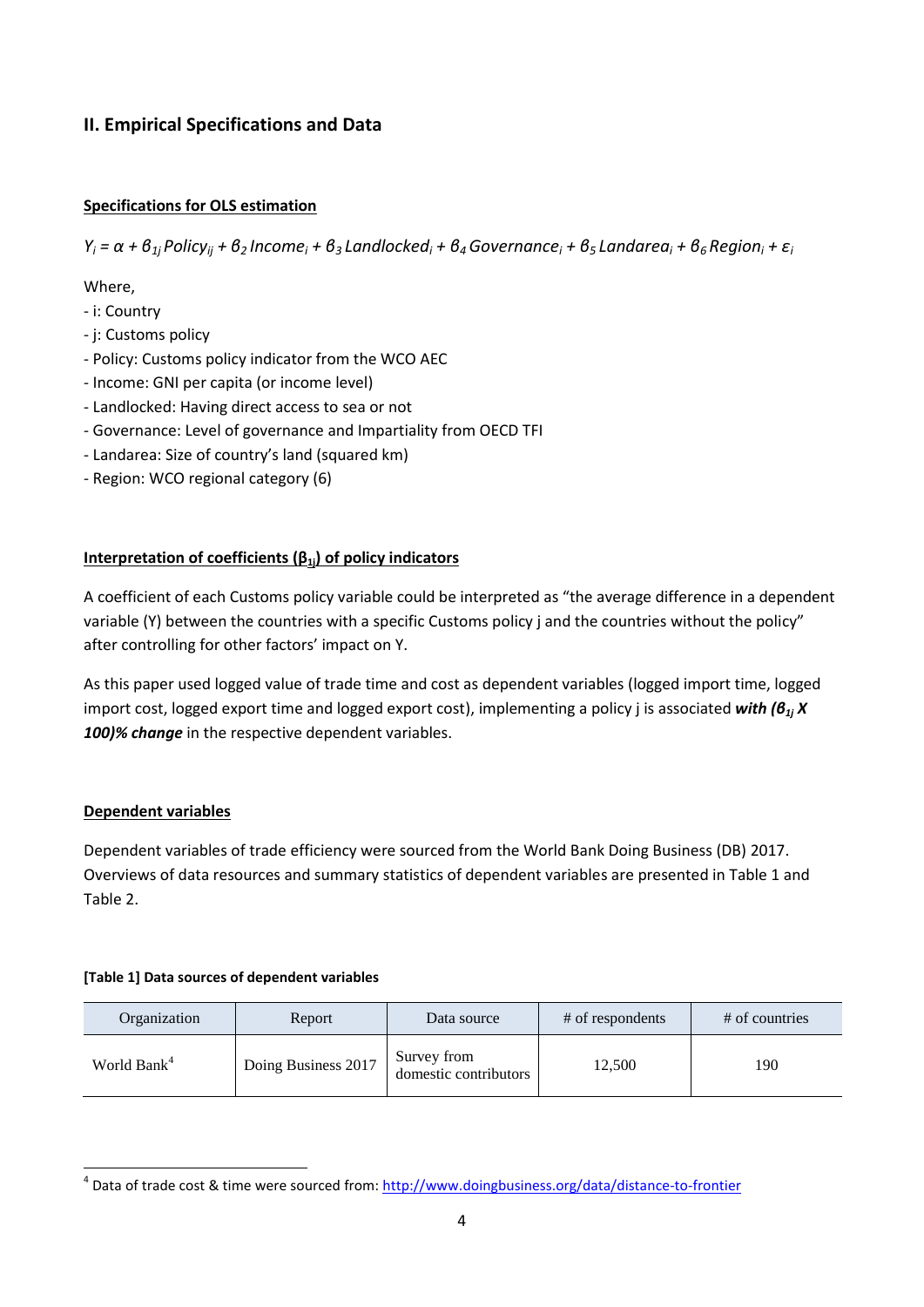## II. Empirical Specifications and Data

**Specifications for OLS estimation**

$$Y_i = \alpha + \beta_{1j}\, Policy_{ij} + \beta_2\, Income_i + \beta_3\, Landlocked_i + \beta_4\, Governance_i + \beta_5\, Landarea_i + \beta_6\, Region_i + \varepsilon_i$$

Where,

- i: Country
- j: Customs policy
- Policy: Customs policy indicator from the WCO AEC
- Income: GNI per capita (or income level)
- Landlocked: Having direct access to sea or not
- Governance: Level of governance and Impartiality from OECD TFI
- Landarea: Size of country's land (squared km)
- Region: WCO regional category (6)

**Interpretation of coefficients ($\beta_{1j}$) of policy indicators**

A coefficient of each Customs policy variable could be interpreted as "the average difference in a dependent variable (Y) between the countries with a specific Customs policy j and the countries without the policy" after controlling for other factors' impact on Y.

As this paper used logged value of trade time and cost as dependent variables (logged import time, logged import cost, logged export time and logged export cost), implementing a policy j is associated ***with ($\beta_{1j}$ X 100)% change*** in the respective dependent variables.

**Dependent variables**

Dependent variables of trade efficiency were sourced from the World Bank Doing Business (DB) 2017. Overviews of data resources and summary statistics of dependent variables are presented in Table 1 and Table 2.

**[Table 1] Data sources of dependent variables**

| Organization | Report | Data source | # of respondents | # of countries |
|---|---|---|---|---|
| World Bank[4] | Doing Business 2017 | Survey from domestic contributors | 12,500 | 190 |

[4] Data of trade cost & time were sourced from: http://www.doingbusiness.org/data/distance-to-frontier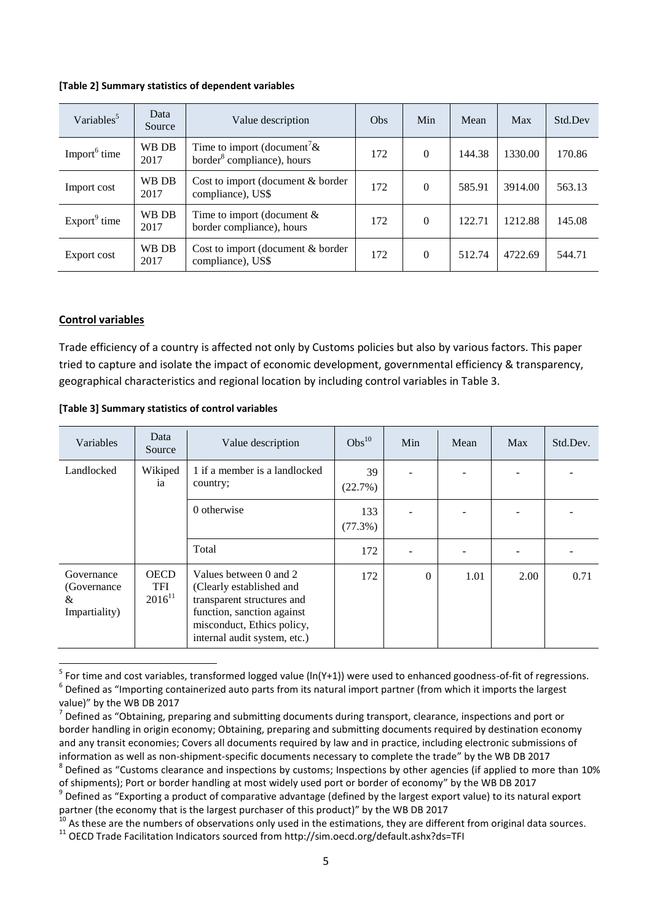**[Table 2] Summary statistics of dependent variables**

| Variables[5] | Data Source | Value description | Obs | Min | Mean | Max | Std.Dev |
|---|---|---|---|---|---|---|---|
| Import[6] time | WB DB 2017 | Time to import (document[7]& border[8] compliance), hours | 172 | 0 | 144.38 | 1330.00 | 170.86 |
| Import cost | WB DB 2017 | Cost to import (document & border compliance), US$ | 172 | 0 | 585.91 | 3914.00 | 563.13 |
| Export[9] time | WB DB 2017 | Time to import (document & border compliance), hours | 172 | 0 | 122.71 | 1212.88 | 145.08 |
| Export cost | WB DB 2017 | Cost to import (document & border compliance), US$ | 172 | 0 | 512.74 | 4722.69 | 544.71 |

**Control variables**

Trade efficiency of a country is affected not only by Customs policies but also by various factors. This paper tried to capture and isolate the impact of economic development, governmental efficiency & transparency, geographical characteristics and regional location by including control variables in Table 3.

**[Table 3] Summary statistics of control variables**

| Variables | Data Source | Value description | Obs[10] | Min | Mean | Max | Std.Dev. |
|---|---|---|---|---|---|---|---|
| Landlocked | Wikipedia | 1 if a member is a landlocked country; | 39 (22.7%) | - | - | - | - |
| | | 0 otherwise | 133 (77.3%) | - | - | - | - |
| | | Total | 172 | - | - | - | - |
| Governance (Governance & Impartiality) | OECD TFI 2016[11] | Values between 0 and 2 (Clearly established and transparent structures and function, sanction against misconduct, Ethics policy, internal audit system, etc.) | 172 | 0 | 1.01 | 2.00 | 0.71 |

[5] For time and cost variables, transformed logged value (ln(Y+1)) were used to enhanced goodness-of-fit of regressions.

[6] Defined as "Importing containerized auto parts from its natural import partner (from which it imports the largest value)" by the WB DB 2017

[7] Defined as "Obtaining, preparing and submitting documents during transport, clearance, inspections and port or border handling in origin economy; Obtaining, preparing and submitting documents required by destination economy and any transit economies; Covers all documents required by law and in practice, including electronic submissions of information as well as non-shipment-specific documents necessary to complete the trade" by the WB DB 2017

[8] Defined as "Customs clearance and inspections by customs; Inspections by other agencies (if applied to more than 10% of shipments); Port or border handling at most widely used port or border of economy" by the WB DB 2017

[9] Defined as "Exporting a product of comparative advantage (defined by the largest export value) to its natural export partner (the economy that is the largest purchaser of this product)" by the WB DB 2017

[10] As these are the numbers of observations only used in the estimations, they are different from original data sources.

[11] OECD Trade Facilitation Indicators sourced from http://sim.oecd.org/default.ashx?ds=TFI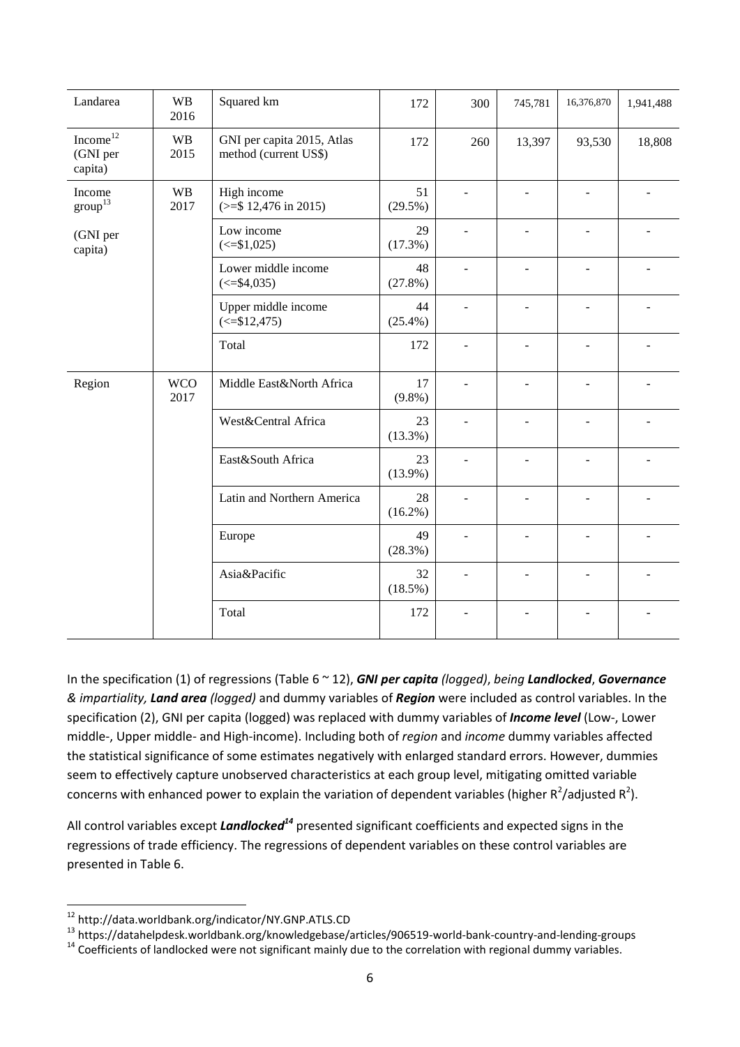| Landarea | WB 2016 | Squared km | 172 | 300 | 745,781 | 16,376,870 | 1,941,488 |
|---|---|---|---|---|---|---|---|
| Income[12] (GNI per capita) | WB 2015 | GNI per capita 2015, Atlas method (current US$) | 172 | 260 | 13,397 | 93,530 | 18,808 |
| Income group[13] (GNI per capita) | WB 2017 | High income (>=$ 12,476 in 2015) | 51 (29.5%) | - | - | - | - |
| | | Low income (<=$1,025) | 29 (17.3%) | - | - | - | - |
| | | Lower middle income (<=$4,035) | 48 (27.8%) | - | - | - | - |
| | | Upper middle income (<=$12,475) | 44 (25.4%) | - | - | - | - |
| | | Total | 172 | - | - | - | - |
| Region | WCO 2017 | Middle East&North Africa | 17 (9.8%) | - | - | - | - |
| | | West&Central Africa | 23 (13.3%) | - | - | - | - |
| | | East&South Africa | 23 (13.9%) | - | - | - | - |
| | | Latin and Northern America | 28 (16.2%) | - | - | - | - |
| | | Europe | 49 (28.3%) | - | - | - | - |
| | | Asia&Pacific | 32 (18.5%) | - | - | - | - |
| | | Total | 172 | - | - | - | - |

In the specification (1) of regressions (Table 6 ~ 12), ***GNI per capita*** *(logged)*, *being* ***Landlocked***, ***Governance*** *& impartiality,* ***Land area*** *(logged)* and dummy variables of ***Region*** were included as control variables. In the specification (2), GNI per capita (logged) was replaced with dummy variables of ***Income level*** (Low-, Lower middle-, Upper middle- and High-income). Including both of *region* and *income* dummy variables affected the statistical significance of some estimates negatively with enlarged standard errors. However, dummies seem to effectively capture unobserved characteristics at each group level, mitigating omitted variable concerns with enhanced power to explain the variation of dependent variables (higher $R^2$/adjusted $R^2$).

All control variables except ***Landlocked***[14] presented significant coefficients and expected signs in the regressions of trade efficiency. The regressions of dependent variables on these control variables are presented in Table 6.

[12] http://data.worldbank.org/indicator/NY.GNP.ATLS.CD

[13] https://datahelpdesk.worldbank.org/knowledgebase/articles/906519-world-bank-country-and-lending-groups

[14] Coefficients of landlocked were not significant mainly due to the correlation with regional dummy variables.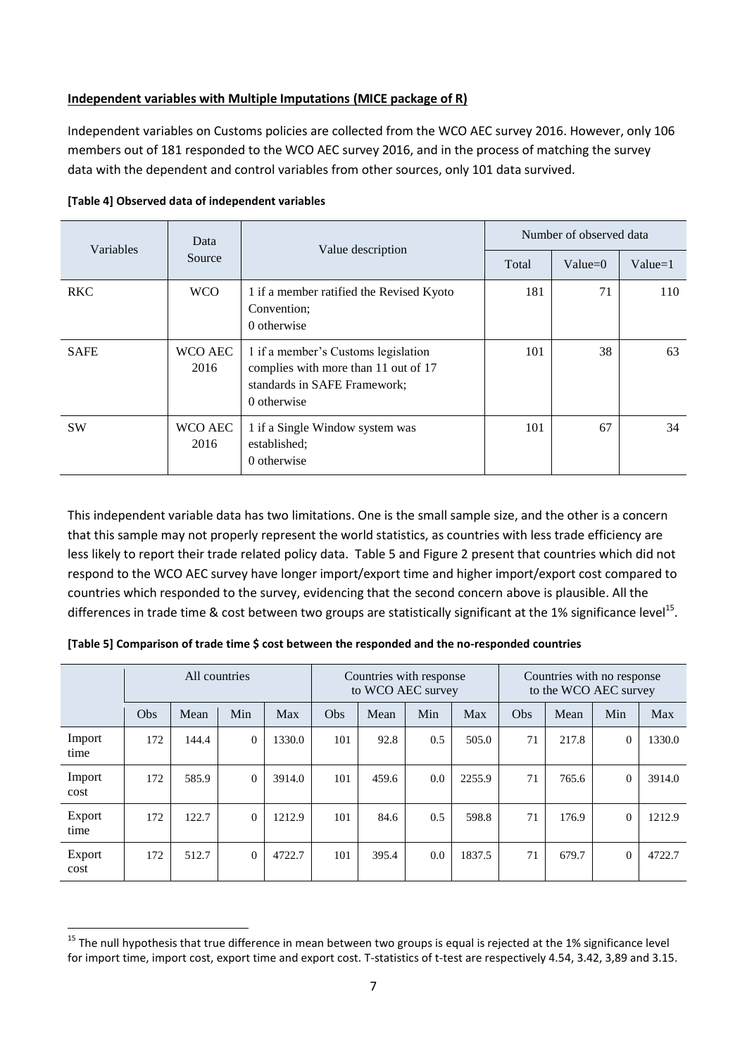**Independent variables with Multiple Imputations (MICE package of R)**

Independent variables on Customs policies are collected from the WCO AEC survey 2016. However, only 106 members out of 181 responded to the WCO AEC survey 2016, and in the process of matching the survey data with the dependent and control variables from other sources, only 101 data survived.

**[Table 4] Observed data of independent variables**

| Variables | Data Source | Value description | Number of observed data | | |
|---|---|---|---|---|---|
| | | | Total | Value=0 | Value=1 |
| RKC | WCO | 1 if a member ratified the Revised Kyoto Convention; 0 otherwise | 181 | 71 | 110 |
| SAFE | WCO AEC 2016 | 1 if a member's Customs legislation complies with more than 11 out of 17 standards in SAFE Framework; 0 otherwise | 101 | 38 | 63 |
| SW | WCO AEC 2016 | 1 if a Single Window system was established; 0 otherwise | 101 | 67 | 34 |

This independent variable data has two limitations. One is the small sample size, and the other is a concern that this sample may not properly represent the world statistics, as countries with less trade efficiency are less likely to report their trade related policy data. Table 5 and Figure 2 present that countries which did not respond to the WCO AEC survey have longer import/export time and higher import/export cost compared to countries which responded to the survey, evidencing that the second concern above is plausible. All the differences in trade time & cost between two groups are statistically significant at the 1% significance level[15].

**[Table 5] Comparison of trade time $ cost between the responded and the no-responded countries**

| | All countries | | | | Countries with response to WCO AEC survey | | | | Countries with no response to the WCO AEC survey | | | |
|---|---|---|---|---|---|---|---|---|---|---|---|---|
| | Obs | Mean | Min | Max | Obs | Mean | Min | Max | Obs | Mean | Min | Max |
| Import time | 172 | 144.4 | 0 | 1330.0 | 101 | 92.8 | 0.5 | 505.0 | 71 | 217.8 | 0 | 1330.0 |
| Import cost | 172 | 585.9 | 0 | 3914.0 | 101 | 459.6 | 0.0 | 2255.9 | 71 | 765.6 | 0 | 3914.0 |
| Export time | 172 | 122.7 | 0 | 1212.9 | 101 | 84.6 | 0.5 | 598.8 | 71 | 176.9 | 0 | 1212.9 |
| Export cost | 172 | 512.7 | 0 | 4722.7 | 101 | 395.4 | 0.0 | 1837.5 | 71 | 679.7 | 0 | 4722.7 |

[15] The null hypothesis that true difference in mean between two groups is equal is rejected at the 1% significance level for import time, import cost, export time and export cost. T-statistics of t-test are respectively 4.54, 3.42, 3,89 and 3.15.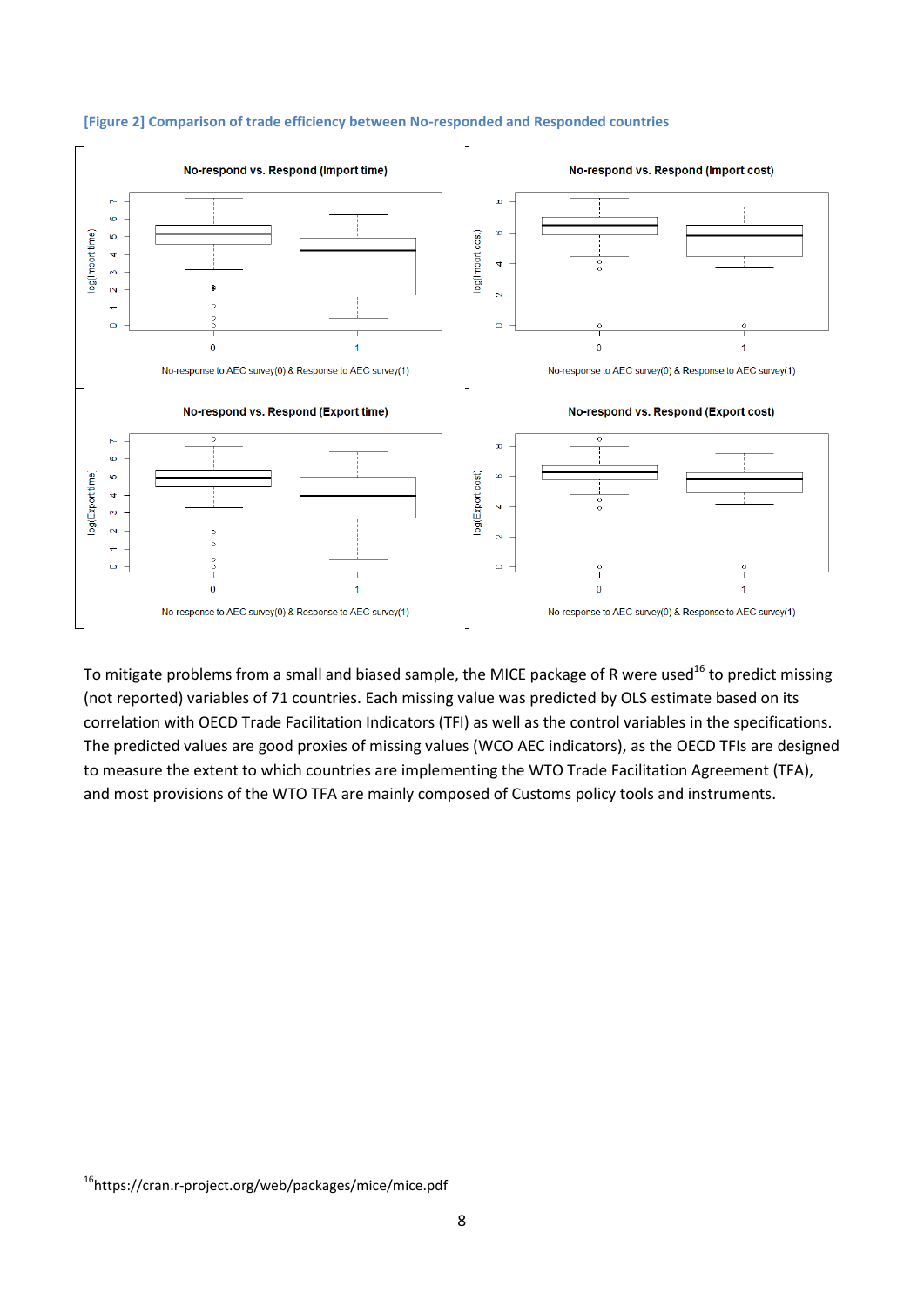[Figure 2] Comparison of trade efficiency between No-responded and Responded countries

To mitigate problems from a small and biased sample, the MICE package of R were used[16] to predict missing (not reported) variables of 71 countries. Each missing value was predicted by OLS estimate based on its correlation with OECD Trade Facilitation Indicators (TFI) as well as the control variables in the specifications. The predicted values are good proxies of missing values (WCO AEC indicators), as the OECD TFIs are designed to measure the extent to which countries are implementing the WTO Trade Facilitation Agreement (TFA), and most provisions of the WTO TFA are mainly composed of Customs policy tools and instruments.

[16] https://cran.r-project.org/web/packages/mice/mice.pdf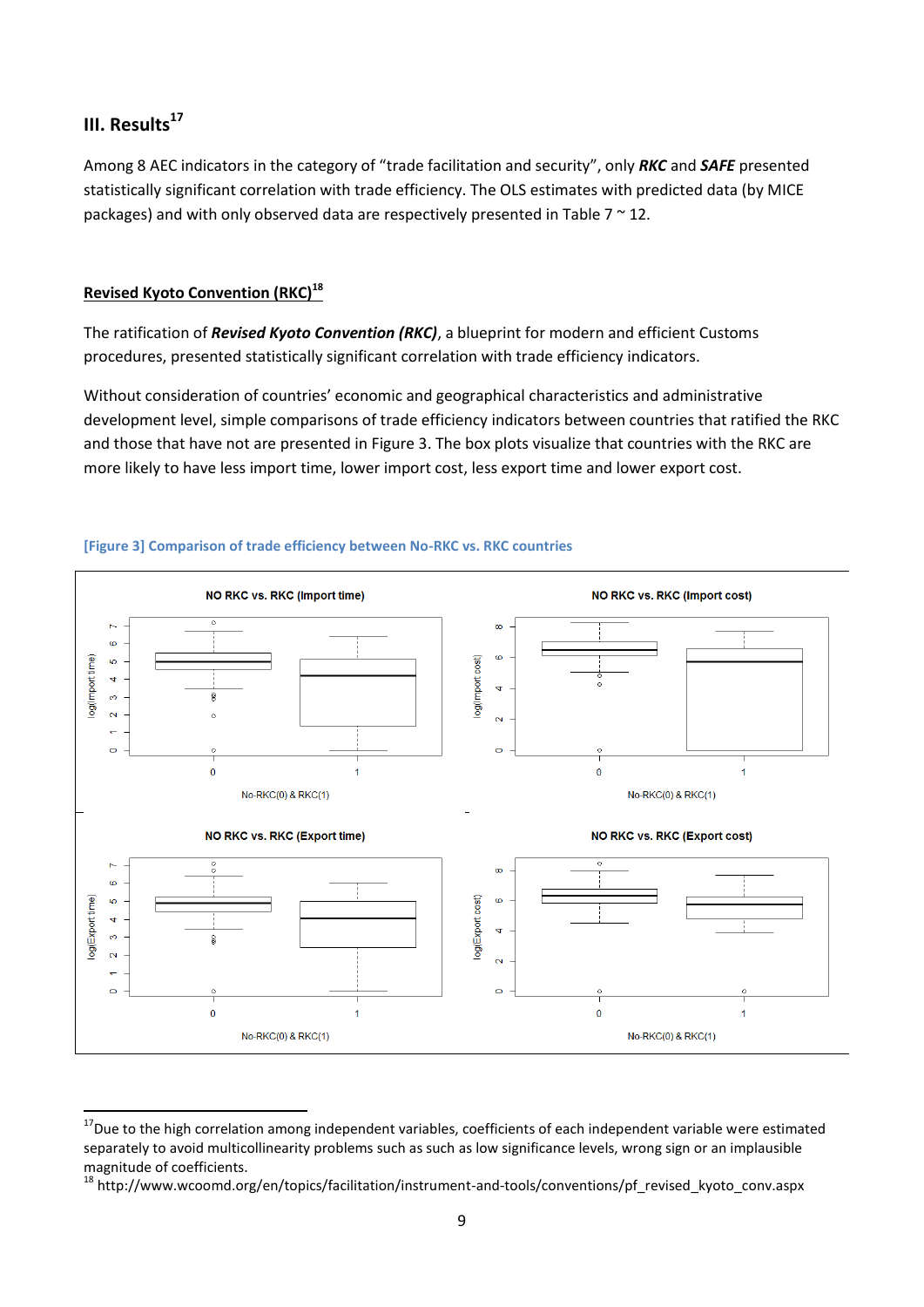## III. Results[17]

Among 8 AEC indicators in the category of "trade facilitation and security", only ***RKC*** and ***SAFE*** presented statistically significant correlation with trade efficiency. The OLS estimates with predicted data (by MICE packages) and with only observed data are respectively presented in Table 7 ~ 12.

### Revised Kyoto Convention (RKC)[18]

The ratification of ***Revised Kyoto Convention (RKC)***, a blueprint for modern and efficient Customs procedures, presented statistically significant correlation with trade efficiency indicators.

Without consideration of countries' economic and geographical characteristics and administrative development level, simple comparisons of trade efficiency indicators between countries that ratified the RKC and those that have not are presented in Figure 3. The box plots visualize that countries with the RKC are more likely to have less import time, lower import cost, less export time and lower export cost.

[Figure 3] Comparison of trade efficiency between No-RKC vs. RKC countries

---

[17] Due to the high correlation among independent variables, coefficients of each independent variable were estimated separately to avoid multicollinearity problems such as such as low significance levels, wrong sign or an implausible magnitude of coefficients.

[18] http://www.wcoomd.org/en/topics/facilitation/instrument-and-tools/conventions/pf_revised_kyoto_conv.aspx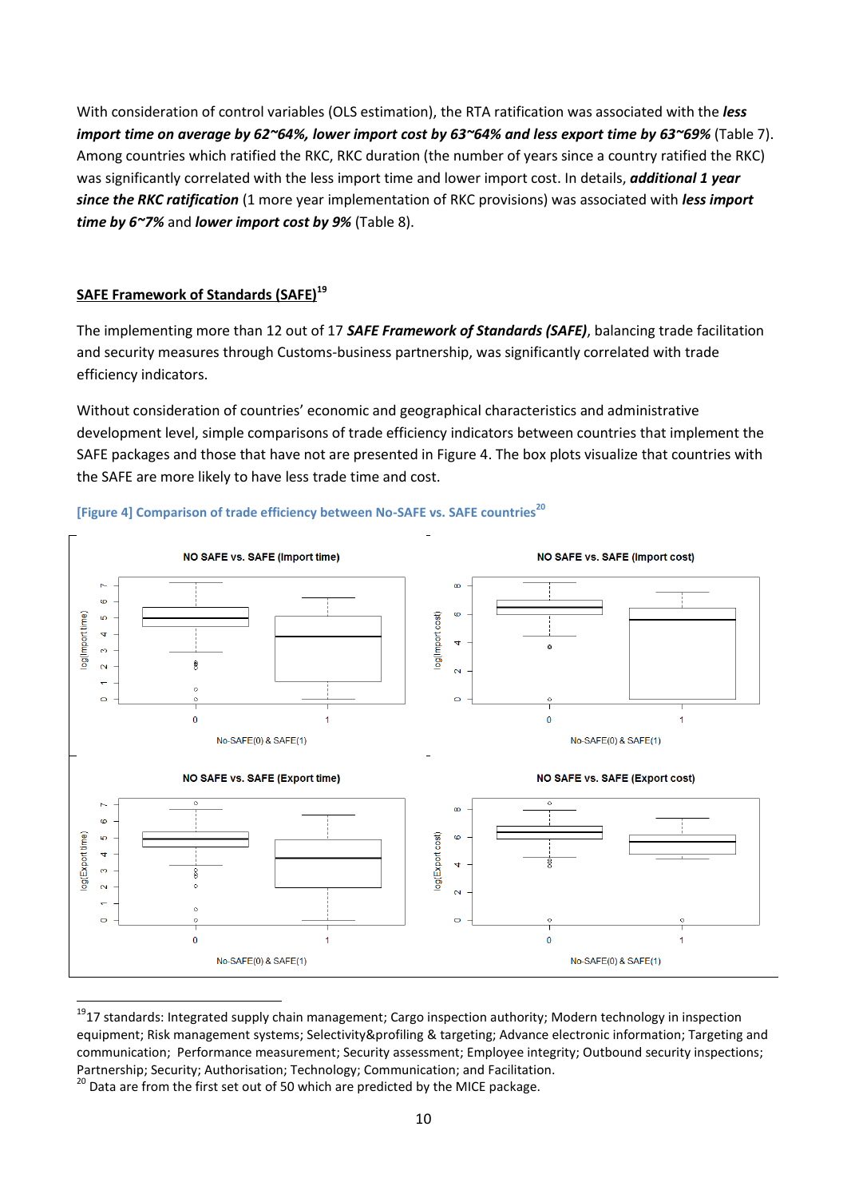With consideration of control variables (OLS estimation), the RTA ratification was associated with the ***less import time on average by 62~64%, lower import cost by 63~64% and less export time by 63~69%*** (Table 7). Among countries which ratified the RKC, RKC duration (the number of years since a country ratified the RKC) was significantly correlated with the less import time and lower import cost. In details, ***additional 1 year since the RKC ratification*** (1 more year implementation of RKC provisions) was associated with ***less import time by 6~7%*** and ***lower import cost by 9%*** (Table 8).

## SAFE Framework of Standards (SAFE)[19]

The implementing more than 12 out of 17 ***SAFE Framework of Standards (SAFE)***, balancing trade facilitation and security measures through Customs-business partnership, was significantly correlated with trade efficiency indicators.

Without consideration of countries' economic and geographical characteristics and administrative development level, simple comparisons of trade efficiency indicators between countries that implement the SAFE packages and those that have not are presented in Figure 4. The box plots visualize that countries with the SAFE are more likely to have less trade time and cost.

**[Figure 4] Comparison of trade efficiency between No-SAFE vs. SAFE countries**[20]

---

[19] 17 standards: Integrated supply chain management; Cargo inspection authority; Modern technology in inspection equipment; Risk management systems; Selectivity&profiling & targeting; Advance electronic information; Targeting and communication; Performance measurement; Security assessment; Employee integrity; Outbound security inspections; Partnership; Security; Authorisation; Technology; Communication; and Facilitation.

[20] Data are from the first set out of 50 which are predicted by the MICE package.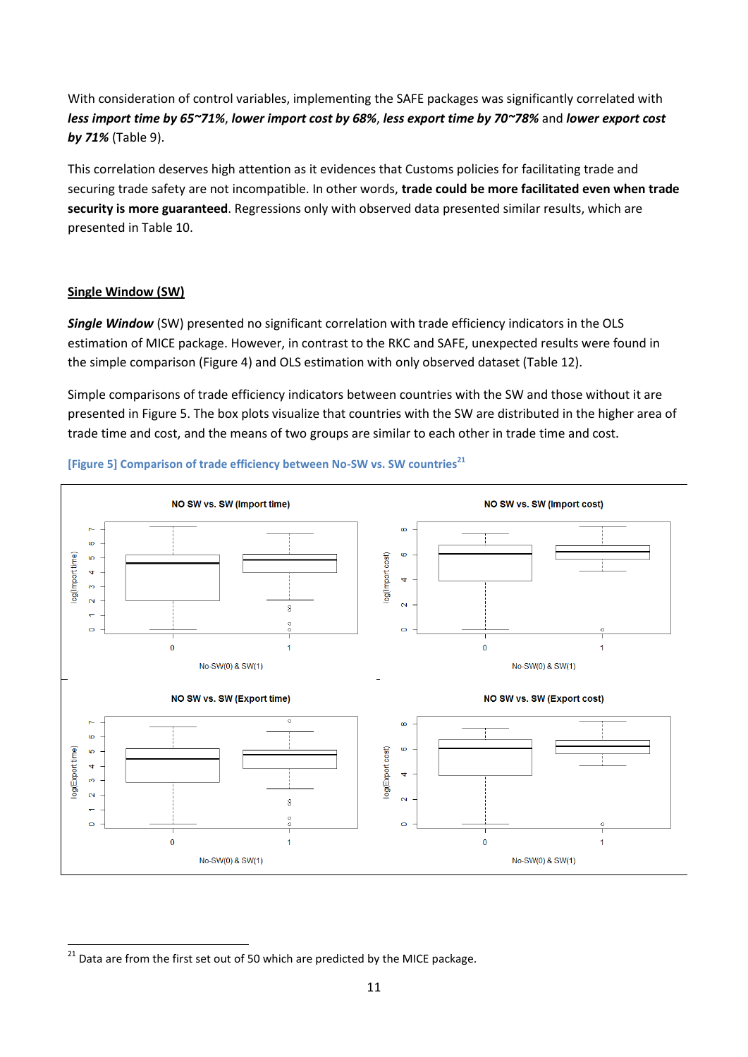With consideration of control variables, implementing the SAFE packages was significantly correlated with ***less import time by 65~71%***, ***lower import cost by 68%***, ***less export time by 70~78%*** and ***lower export cost by 71%*** (Table 9).

This correlation deserves high attention as it evidences that Customs policies for facilitating trade and securing trade safety are not incompatible. In other words, **trade could be more facilitated even when trade security is more guaranteed**. Regressions only with observed data presented similar results, which are presented in Table 10.

<u>**Single Window (SW)**</u>

***Single Window*** (SW) presented no significant correlation with trade efficiency indicators in the OLS estimation of MICE package. However, in contrast to the RKC and SAFE, unexpected results were found in the simple comparison (Figure 4) and OLS estimation with only observed dataset (Table 12).

Simple comparisons of trade efficiency indicators between countries with the SW and those without it are presented in Figure 5. The box plots visualize that countries with the SW are distributed in the higher area of trade time and cost, and the means of two groups are similar to each other in trade time and cost.

**[Figure 5] Comparison of trade efficiency between No-SW vs. SW countries**[21]

[21] Data are from the first set out of 50 which are predicted by the MICE package.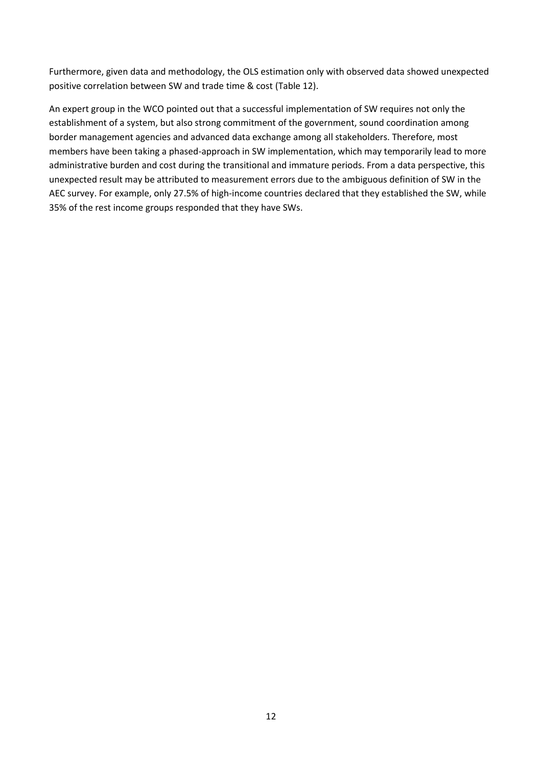Furthermore, given data and methodology, the OLS estimation only with observed data showed unexpected positive correlation between SW and trade time & cost (Table 12).

An expert group in the WCO pointed out that a successful implementation of SW requires not only the establishment of a system, but also strong commitment of the government, sound coordination among border management agencies and advanced data exchange among all stakeholders. Therefore, most members have been taking a phased-approach in SW implementation, which may temporarily lead to more administrative burden and cost during the transitional and immature periods. From a data perspective, this unexpected result may be attributed to measurement errors due to the ambiguous definition of SW in the AEC survey. For example, only 27.5% of high-income countries declared that they established the SW, while 35% of the rest income groups responded that they have SWs.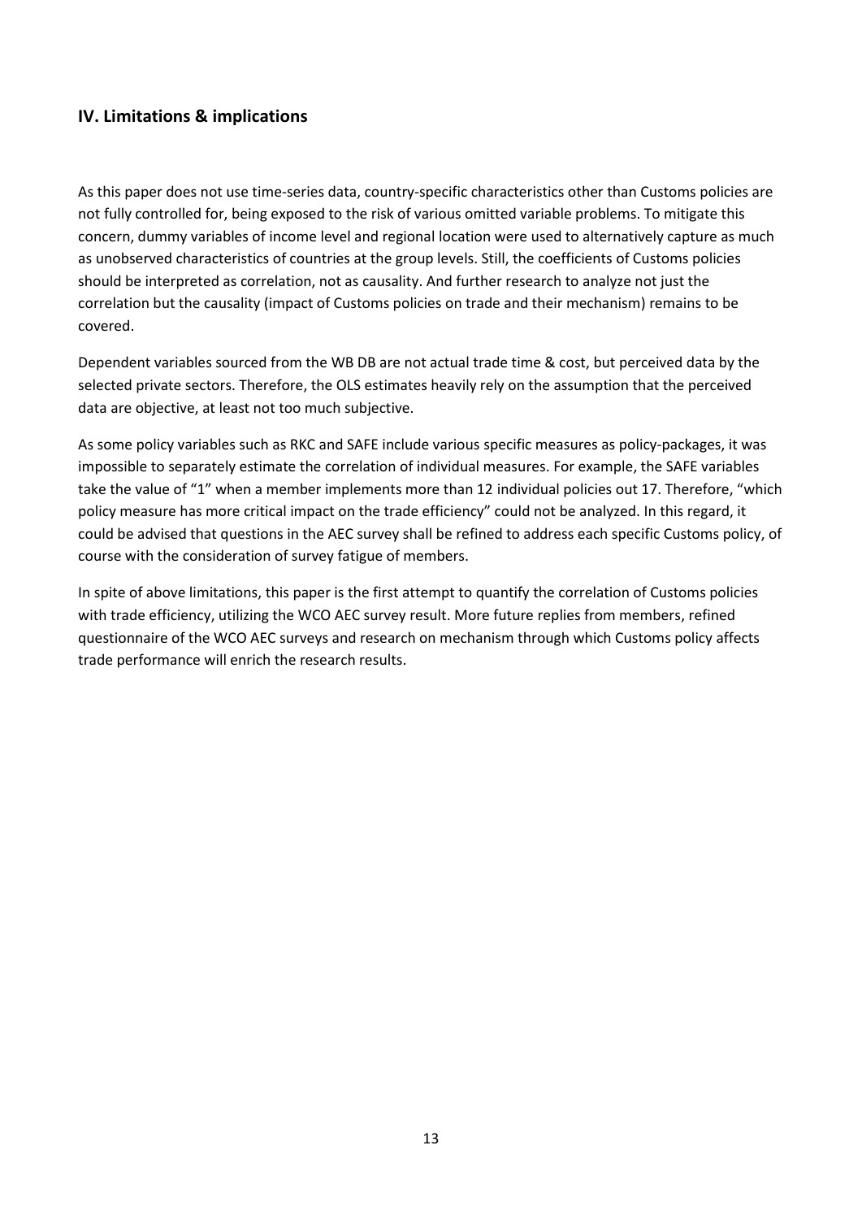## IV. Limitations & implications

As this paper does not use time-series data, country-specific characteristics other than Customs policies are not fully controlled for, being exposed to the risk of various omitted variable problems. To mitigate this concern, dummy variables of income level and regional location were used to alternatively capture as much as unobserved characteristics of countries at the group levels. Still, the coefficients of Customs policies should be interpreted as correlation, not as causality. And further research to analyze not just the correlation but the causality (impact of Customs policies on trade and their mechanism) remains to be covered.

Dependent variables sourced from the WB DB are not actual trade time & cost, but perceived data by the selected private sectors. Therefore, the OLS estimates heavily rely on the assumption that the perceived data are objective, at least not too much subjective.

As some policy variables such as RKC and SAFE include various specific measures as policy-packages, it was impossible to separately estimate the correlation of individual measures. For example, the SAFE variables take the value of "1" when a member implements more than 12 individual policies out 17. Therefore, "which policy measure has more critical impact on the trade efficiency" could not be analyzed. In this regard, it could be advised that questions in the AEC survey shall be refined to address each specific Customs policy, of course with the consideration of survey fatigue of members.

In spite of above limitations, this paper is the first attempt to quantify the correlation of Customs policies with trade efficiency, utilizing the WCO AEC survey result. More future replies from members, refined questionnaire of the WCO AEC surveys and research on mechanism through which Customs policy affects trade performance will enrich the research results.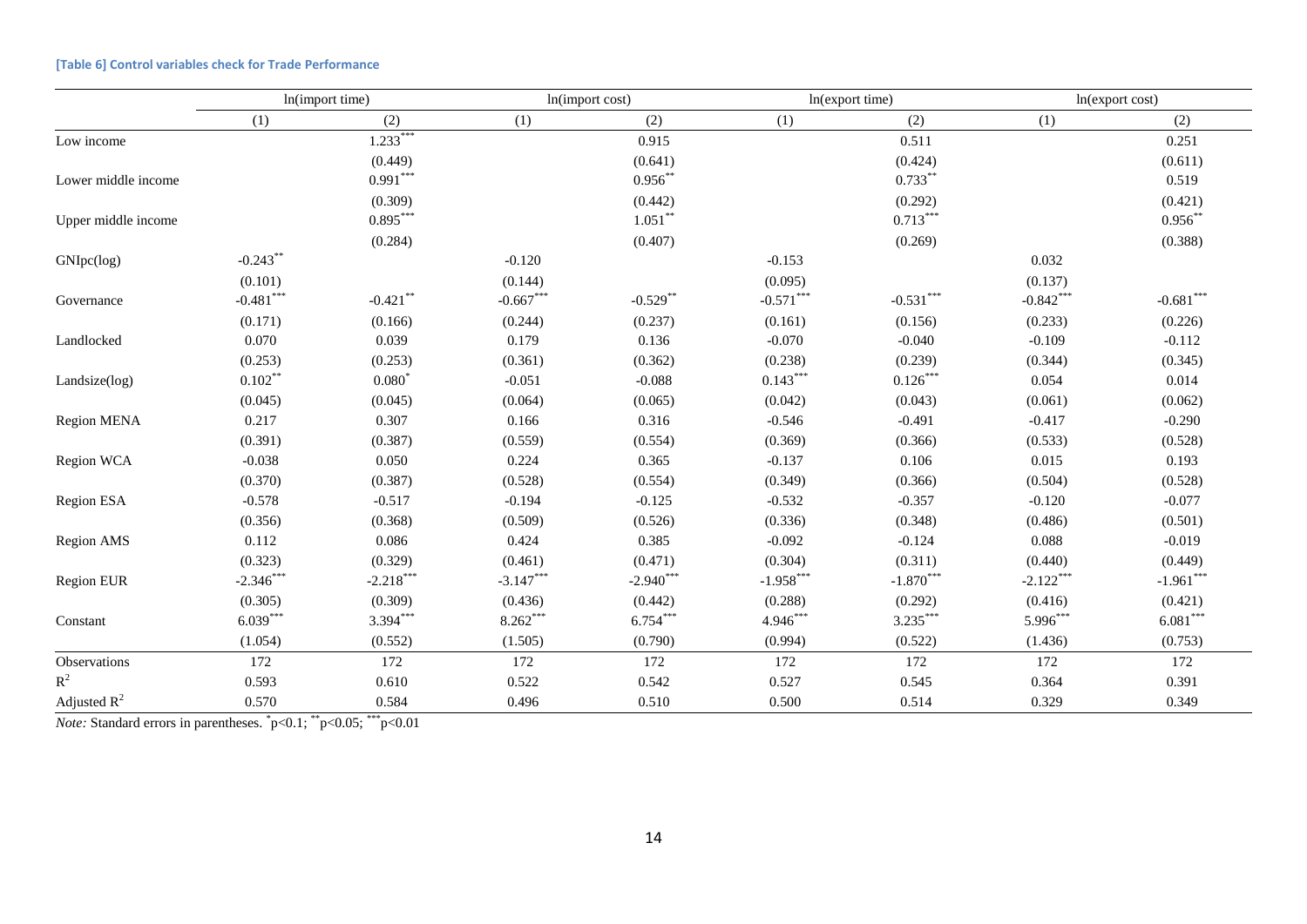**[Table 6] Control variables check for Trade Performance**

| | ln(import time) | | ln(import cost) | | ln(export time) | | ln(export cost) | |
|---|---|---|---|---|---|---|---|---|
| | (1) | (2) | (1) | (2) | (1) | (2) | (1) | (2) |
| Low income | | $1.233^{***}$ | | 0.915 | | 0.511 | | 0.251 |
| | | (0.449) | | (0.641) | | (0.424) | | (0.611) |
| Lower middle income | | $0.991^{***}$ | | $0.956^{**}$ | | $0.733^{**}$ | | 0.519 |
| | | (0.309) | | (0.442) | | (0.292) | | (0.421) |
| Upper middle income | | $0.895^{***}$ | | $1.051^{**}$ | | $0.713^{***}$ | | $0.956^{**}$ |
| | | (0.284) | | (0.407) | | (0.269) | | (0.388) |
| GNIpc(log) | $-0.243^{**}$ | | -0.120 | | -0.153 | | 0.032 | |
| | (0.101) | | (0.144) | | (0.095) | | (0.137) | |
| Governance | $-0.481^{***}$ | $-0.421^{**}$ | $-0.667^{***}$ | $-0.529^{**}$ | $-0.571^{***}$ | $-0.531^{***}$ | $-0.842^{***}$ | $-0.681^{***}$ |
| | (0.171) | (0.166) | (0.244) | (0.237) | (0.161) | (0.156) | (0.233) | (0.226) |
| Landlocked | 0.070 | 0.039 | 0.179 | 0.136 | -0.070 | -0.040 | -0.109 | -0.112 |
| | (0.253) | (0.253) | (0.361) | (0.362) | (0.238) | (0.239) | (0.344) | (0.345) |
| Landsize(log) | $0.102^{**}$ | $0.080^{*}$ | -0.051 | -0.088 | $0.143^{***}$ | $0.126^{***}$ | 0.054 | 0.014 |
| | (0.045) | (0.045) | (0.064) | (0.065) | (0.042) | (0.043) | (0.061) | (0.062) |
| Region MENA | 0.217 | 0.307 | 0.166 | 0.316 | -0.546 | -0.491 | -0.417 | -0.290 |
| | (0.391) | (0.387) | (0.559) | (0.554) | (0.369) | (0.366) | (0.533) | (0.528) |
| Region WCA | -0.038 | 0.050 | 0.224 | 0.365 | -0.137 | 0.106 | 0.015 | 0.193 |
| | (0.370) | (0.387) | (0.528) | (0.554) | (0.349) | (0.366) | (0.504) | (0.528) |
| Region ESA | -0.578 | -0.517 | -0.194 | -0.125 | -0.532 | -0.357 | -0.120 | -0.077 |
| | (0.356) | (0.368) | (0.509) | (0.526) | (0.336) | (0.348) | (0.486) | (0.501) |
| Region AMS | 0.112 | 0.086 | 0.424 | 0.385 | -0.092 | -0.124 | 0.088 | -0.019 |
| | (0.323) | (0.329) | (0.461) | (0.471) | (0.304) | (0.311) | (0.440) | (0.449) |
| Region EUR | $-2.346^{***}$ | $-2.218^{***}$ | $-3.147^{***}$ | $-2.940^{***}$ | $-1.958^{***}$ | $-1.870^{***}$ | $-2.122^{***}$ | $-1.961^{***}$ |
| | (0.305) | (0.309) | (0.436) | (0.442) | (0.288) | (0.292) | (0.416) | (0.421) |
| Constant | $6.039^{***}$ | $3.394^{***}$ | $8.262^{***}$ | $6.754^{***}$ | $4.946^{***}$ | $3.235^{***}$ | $5.996^{***}$ | $6.081^{***}$ |
| | (1.054) | (0.552) | (1.505) | (0.790) | (0.994) | (0.522) | (1.436) | (0.753) |
| Observations | 172 | 172 | 172 | 172 | 172 | 172 | 172 | 172 |
| $R^2$ | 0.593 | 0.610 | 0.522 | 0.542 | 0.527 | 0.545 | 0.364 | 0.391 |
| Adjusted $R^2$ | 0.570 | 0.584 | 0.496 | 0.510 | 0.500 | 0.514 | 0.329 | 0.349 |

*Note:* Standard errors in parentheses. $^{*}p<0.1$; $^{**}p<0.05$; $^{***}p<0.01$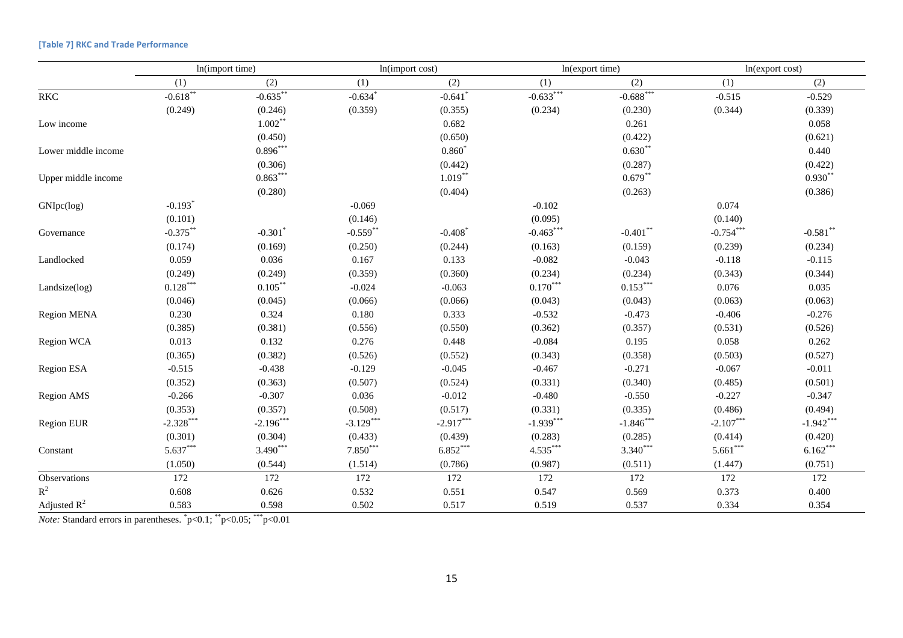**[Table 7] RKC and Trade Performance**

| | ln(import time) | | ln(import cost) | | ln(export time) | | ln(export cost) | |
|---|---|---|---|---|---|---|---|---|
| | (1) | (2) | (1) | (2) | (1) | (2) | (1) | (2) |
| RKC | -0.618** | -0.635** | -0.634* | -0.641* | -0.633*** | -0.688*** | -0.515 | -0.529 |
| | (0.249) | (0.246) | (0.359) | (0.355) | (0.234) | (0.230) | (0.344) | (0.339) |
| Low income | | 1.002** | | 0.682 | | 0.261 | | 0.058 |
| | | (0.450) | | (0.650) | | (0.422) | | (0.621) |
| Lower middle income | | 0.896*** | | 0.860* | | 0.630** | | 0.440 |
| | | (0.306) | | (0.442) | | (0.287) | | (0.422) |
| Upper middle income | | 0.863*** | | 1.019** | | 0.679** | | 0.930** |
| | | (0.280) | | (0.404) | | (0.263) | | (0.386) |
| GNIpc(log) | -0.193* | | -0.069 | | -0.102 | | 0.074 | |
| | (0.101) | | (0.146) | | (0.095) | | (0.140) | |
| Governance | -0.375** | -0.301* | -0.559** | -0.408* | -0.463*** | -0.401** | -0.754*** | -0.581** |
| | (0.174) | (0.169) | (0.250) | (0.244) | (0.163) | (0.159) | (0.239) | (0.234) |
| Landlocked | 0.059 | 0.036 | 0.167 | 0.133 | -0.082 | -0.043 | -0.118 | -0.115 |
| | (0.249) | (0.249) | (0.359) | (0.360) | (0.234) | (0.234) | (0.343) | (0.344) |
| Landsize(log) | 0.128*** | 0.105** | -0.024 | -0.063 | 0.170*** | 0.153*** | 0.076 | 0.035 |
| | (0.046) | (0.045) | (0.066) | (0.066) | (0.043) | (0.043) | (0.063) | (0.063) |
| Region MENA | 0.230 | 0.324 | 0.180 | 0.333 | -0.532 | -0.473 | -0.406 | -0.276 |
| | (0.385) | (0.381) | (0.556) | (0.550) | (0.362) | (0.357) | (0.531) | (0.526) |
| Region WCA | 0.013 | 0.132 | 0.276 | 0.448 | -0.084 | 0.195 | 0.058 | 0.262 |
| | (0.365) | (0.382) | (0.526) | (0.552) | (0.343) | (0.358) | (0.503) | (0.527) |
| Region ESA | -0.515 | -0.438 | -0.129 | -0.045 | -0.467 | -0.271 | -0.067 | -0.011 |
| | (0.352) | (0.363) | (0.507) | (0.524) | (0.331) | (0.340) | (0.485) | (0.501) |
| Region AMS | -0.266 | -0.307 | 0.036 | -0.012 | -0.480 | -0.550 | -0.227 | -0.347 |
| | (0.353) | (0.357) | (0.508) | (0.517) | (0.331) | (0.335) | (0.486) | (0.494) |
| Region EUR | -2.328*** | -2.196*** | -3.129*** | -2.917*** | -1.939*** | -1.846*** | -2.107*** | -1.942*** |
| | (0.301) | (0.304) | (0.433) | (0.439) | (0.283) | (0.285) | (0.414) | (0.420) |
| Constant | 5.637*** | 3.490*** | 7.850*** | 6.852*** | 4.535*** | 3.340*** | 5.661*** | 6.162*** |
| | (1.050) | (0.544) | (1.514) | (0.786) | (0.987) | (0.511) | (1.447) | (0.751) |
| Observations | 172 | 172 | 172 | 172 | 172 | 172 | 172 | 172 |
| $R^2$ | 0.608 | 0.626 | 0.532 | 0.551 | 0.547 | 0.569 | 0.373 | 0.400 |
| Adjusted $R^2$ | 0.583 | 0.598 | 0.502 | 0.517 | 0.519 | 0.537 | 0.334 | 0.354 |

*Note:* Standard errors in parentheses. *p<0.1; **p<0.05; ***p<0.01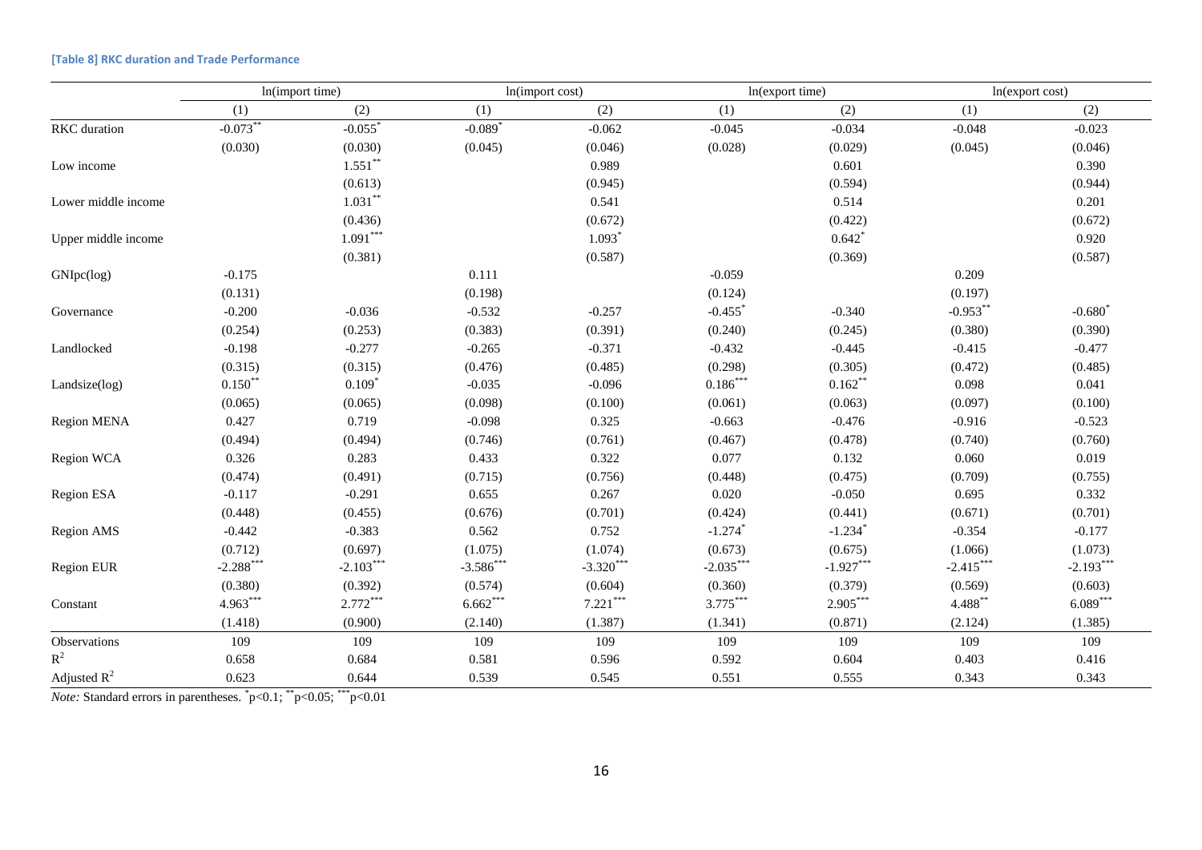**[Table 8] RKC duration and Trade Performance**

| | ln(import time) | | ln(import cost) | | ln(export time) | | ln(export cost) | |
|---|---|---|---|---|---|---|---|---|
| | (1) | (2) | (1) | (2) | (1) | (2) | (1) | (2) |
| RKC duration | $-0.073^{**}$ | $-0.055^{*}$ | $-0.089^{*}$ | -0.062 | -0.045 | -0.034 | -0.048 | -0.023 |
| | (0.030) | (0.030) | (0.045) | (0.046) | (0.028) | (0.029) | (0.045) | (0.046) |
| Low income | | $1.551^{**}$ | | 0.989 | | 0.601 | | 0.390 |
| | | (0.613) | | (0.945) | | (0.594) | | (0.944) |
| Lower middle income | | $1.031^{**}$ | | 0.541 | | 0.514 | | 0.201 |
| | | (0.436) | | (0.672) | | (0.422) | | (0.672) |
| Upper middle income | | $1.091^{***}$ | | $1.093^{*}$ | | $0.642^{*}$ | | 0.920 |
| | | (0.381) | | (0.587) | | (0.369) | | (0.587) |
| GNIpc(log) | -0.175 | | 0.111 | | -0.059 | | 0.209 | |
| | (0.131) | | (0.198) | | (0.124) | | (0.197) | |
| Governance | -0.200 | -0.036 | -0.532 | -0.257 | $-0.455^{*}$ | -0.340 | $-0.953^{**}$ | $-0.680^{*}$ |
| | (0.254) | (0.253) | (0.383) | (0.391) | (0.240) | (0.245) | (0.380) | (0.390) |
| Landlocked | -0.198 | -0.277 | -0.265 | -0.371 | -0.432 | -0.445 | -0.415 | -0.477 |
| | (0.315) | (0.315) | (0.476) | (0.485) | (0.298) | (0.305) | (0.472) | (0.485) |
| Landsize(log) | $0.150^{**}$ | $0.109^{*}$ | -0.035 | -0.096 | $0.186^{***}$ | $0.162^{**}$ | 0.098 | 0.041 |
| | (0.065) | (0.065) | (0.098) | (0.100) | (0.061) | (0.063) | (0.097) | (0.100) |
| Region MENA | 0.427 | 0.719 | -0.098 | 0.325 | -0.663 | -0.476 | -0.916 | -0.523 |
| | (0.494) | (0.494) | (0.746) | (0.761) | (0.467) | (0.478) | (0.740) | (0.760) |
| Region WCA | 0.326 | 0.283 | 0.433 | 0.322 | 0.077 | 0.132 | 0.060 | 0.019 |
| | (0.474) | (0.491) | (0.715) | (0.756) | (0.448) | (0.475) | (0.709) | (0.755) |
| Region ESA | -0.117 | -0.291 | 0.655 | 0.267 | 0.020 | -0.050 | 0.695 | 0.332 |
| | (0.448) | (0.455) | (0.676) | (0.701) | (0.424) | (0.441) | (0.671) | (0.701) |
| Region AMS | -0.442 | -0.383 | 0.562 | 0.752 | $-1.274^{*}$ | $-1.234^{*}$ | -0.354 | -0.177 |
| | (0.712) | (0.697) | (1.075) | (1.074) | (0.673) | (0.675) | (1.066) | (1.073) |
| Region EUR | $-2.288^{***}$ | $-2.103^{***}$ | $-3.586^{***}$ | $-3.320^{***}$ | $-2.035^{***}$ | $-1.927^{***}$ | $-2.415^{***}$ | $-2.193^{***}$ |
| | (0.380) | (0.392) | (0.574) | (0.604) | (0.360) | (0.379) | (0.569) | (0.603) |
| Constant | $4.963^{***}$ | $2.772^{***}$ | $6.662^{***}$ | $7.221^{***}$ | $3.775^{***}$ | $2.905^{***}$ | $4.488^{**}$ | $6.089^{***}$ |
| | (1.418) | (0.900) | (2.140) | (1.387) | (1.341) | (0.871) | (2.124) | (1.385) |
| Observations | 109 | 109 | 109 | 109 | 109 | 109 | 109 | 109 |
| $R^2$ | 0.658 | 0.684 | 0.581 | 0.596 | 0.592 | 0.604 | 0.403 | 0.416 |
| Adjusted $R^2$ | 0.623 | 0.644 | 0.539 | 0.545 | 0.551 | 0.555 | 0.343 | 0.343 |

*Note:* Standard errors in parentheses. $^{*}p<0.1$; $^{**}p<0.05$; $^{***}p<0.01$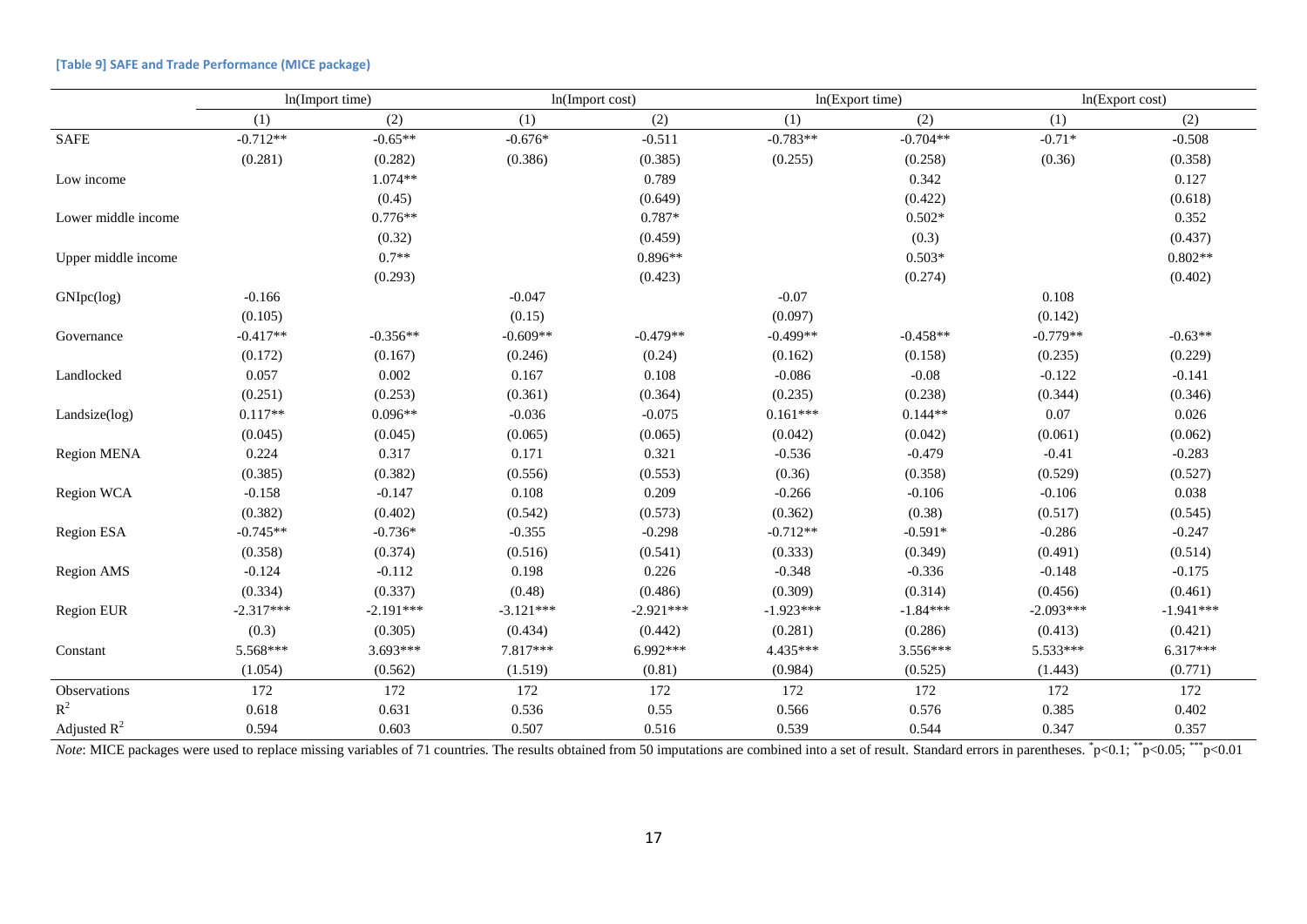**[Table 9] SAFE and Trade Performance (MICE package)**

| | ln(Import time) | | ln(Import cost) | | ln(Export time) | | ln(Export cost) | |
|---|---|---|---|---|---|---|---|---|
| | (1) | (2) | (1) | (2) | (1) | (2) | (1) | (2) |
| SAFE | -0.712** | -0.65** | -0.676* | -0.511 | -0.783** | -0.704** | -0.71* | -0.508 |
| | (0.281) | (0.282) | (0.386) | (0.385) | (0.255) | (0.258) | (0.36) | (0.358) |
| Low income | | 1.074** | | 0.789 | | 0.342 | | 0.127 |
| | | (0.45) | | (0.649) | | (0.422) | | (0.618) |
| Lower middle income | | 0.776** | | 0.787* | | 0.502* | | 0.352 |
| | | (0.32) | | (0.459) | | (0.3) | | (0.437) |
| Upper middle income | | 0.7** | | 0.896** | | 0.503* | | 0.802** |
| | | (0.293) | | (0.423) | | (0.274) | | (0.402) |
| GNIpc(log) | -0.166 | | -0.047 | | -0.07 | | 0.108 | |
| | (0.105) | | (0.15) | | (0.097) | | (0.142) | |
| Governance | -0.417** | -0.356** | -0.609** | -0.479** | -0.499** | -0.458** | -0.779** | -0.63** |
| | (0.172) | (0.167) | (0.246) | (0.24) | (0.162) | (0.158) | (0.235) | (0.229) |
| Landlocked | 0.057 | 0.002 | 0.167 | 0.108 | -0.086 | -0.08 | -0.122 | -0.141 |
| | (0.251) | (0.253) | (0.361) | (0.364) | (0.235) | (0.238) | (0.344) | (0.346) |
| Landsize(log) | 0.117** | 0.096** | -0.036 | -0.075 | 0.161*** | 0.144** | 0.07 | 0.026 |
| | (0.045) | (0.045) | (0.065) | (0.065) | (0.042) | (0.042) | (0.061) | (0.062) |
| Region MENA | 0.224 | 0.317 | 0.171 | 0.321 | -0.536 | -0.479 | -0.41 | -0.283 |
| | (0.385) | (0.382) | (0.556) | (0.553) | (0.36) | (0.358) | (0.529) | (0.527) |
| Region WCA | -0.158 | -0.147 | 0.108 | 0.209 | -0.266 | -0.106 | -0.106 | 0.038 |
| | (0.382) | (0.402) | (0.542) | (0.573) | (0.362) | (0.38) | (0.517) | (0.545) |
| Region ESA | -0.745** | -0.736* | -0.355 | -0.298 | -0.712** | -0.591* | -0.286 | -0.247 |
| | (0.358) | (0.374) | (0.516) | (0.541) | (0.333) | (0.349) | (0.491) | (0.514) |
| Region AMS | -0.124 | -0.112 | 0.198 | 0.226 | -0.348 | -0.336 | -0.148 | -0.175 |
| | (0.334) | (0.337) | (0.48) | (0.486) | (0.309) | (0.314) | (0.456) | (0.461) |
| Region EUR | -2.317*** | -2.191*** | -3.121*** | -2.921*** | -1.923*** | -1.84*** | -2.093*** | -1.941*** |
| | (0.3) | (0.305) | (0.434) | (0.442) | (0.281) | (0.286) | (0.413) | (0.421) |
| Constant | 5.568*** | 3.693*** | 7.817*** | 6.992*** | 4.435*** | 3.556*** | 5.533*** | 6.317*** |
| | (1.054) | (0.562) | (1.519) | (0.81) | (0.984) | (0.525) | (1.443) | (0.771) |
| Observations | 172 | 172 | 172 | 172 | 172 | 172 | 172 | 172 |
| $R^2$ | 0.618 | 0.631 | 0.536 | 0.55 | 0.566 | 0.576 | 0.385 | 0.402 |
| Adjusted $R^2$ | 0.594 | 0.603 | 0.507 | 0.516 | 0.539 | 0.544 | 0.347 | 0.357 |

*Note*: MICE packages were used to replace missing variables of 71 countries. The results obtained from 50 imputations are combined into a set of result. Standard errors in parentheses. *p<0.1; **p<0.05; ***p<0.01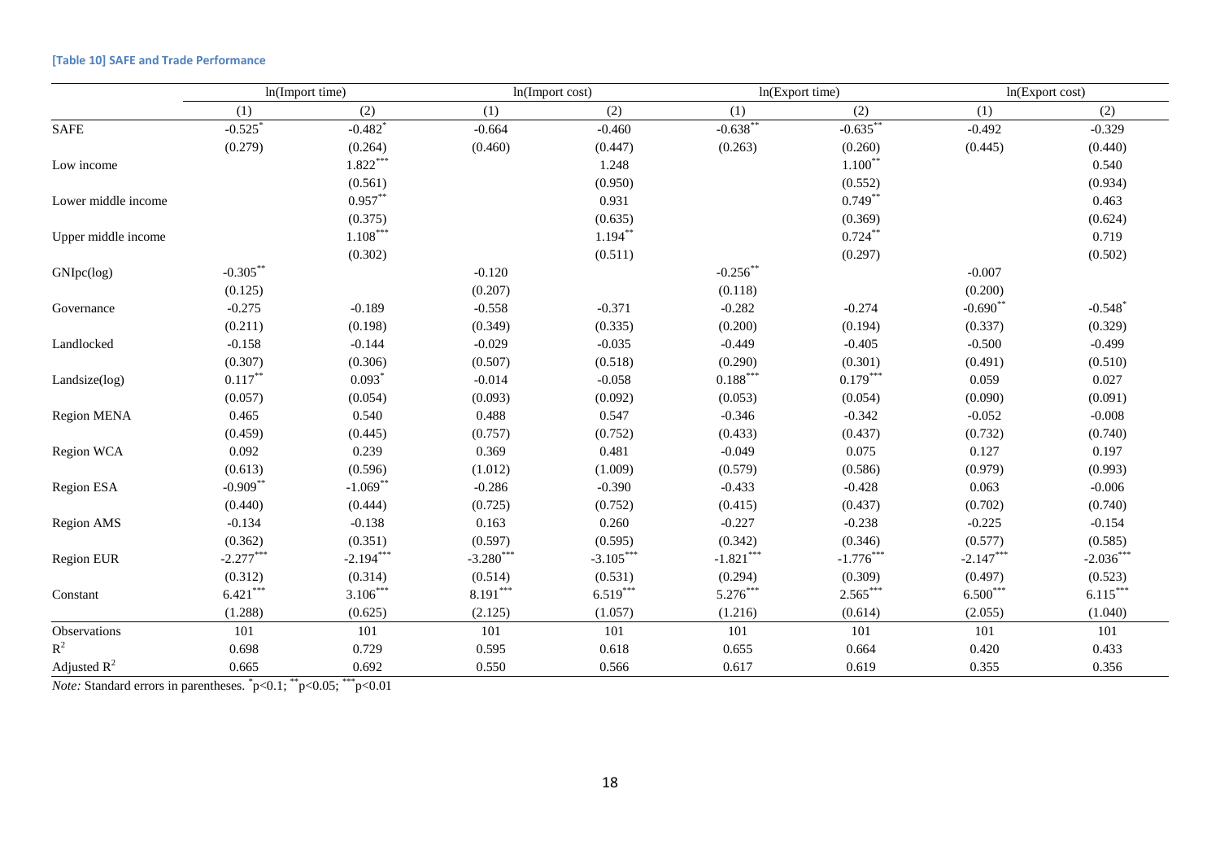**[Table 10] SAFE and Trade Performance**

| | ln(Import time) | | ln(Import cost) | | ln(Export time) | | ln(Export cost) | |
|---|---|---|---|---|---|---|---|---|
| | (1) | (2) | (1) | (2) | (1) | (2) | (1) | (2) |
| SAFE | -0.525* | -0.482* | -0.664 | -0.460 | -0.638** | -0.635** | -0.492 | -0.329 |
| | (0.279) | (0.264) | (0.460) | (0.447) | (0.263) | (0.260) | (0.445) | (0.440) |
| Low income | | 1.822*** | | 1.248 | | 1.100** | | 0.540 |
| | | (0.561) | | (0.950) | | (0.552) | | (0.934) |
| Lower middle income | | 0.957** | | 0.931 | | 0.749** | | 0.463 |
| | | (0.375) | | (0.635) | | (0.369) | | (0.624) |
| Upper middle income | | 1.108*** | | 1.194** | | 0.724** | | 0.719 |
| | | (0.302) | | (0.511) | | (0.297) | | (0.502) |
| GNIpc(log) | -0.305** | | -0.120 | | -0.256** | | -0.007 | |
| | (0.125) | | (0.207) | | (0.118) | | (0.200) | |
| Governance | -0.275 | -0.189 | -0.558 | -0.371 | -0.282 | -0.274 | -0.690** | -0.548* |
| | (0.211) | (0.198) | (0.349) | (0.335) | (0.200) | (0.194) | (0.337) | (0.329) |
| Landlocked | -0.158 | -0.144 | -0.029 | -0.035 | -0.449 | -0.405 | -0.500 | -0.499 |
| | (0.307) | (0.306) | (0.507) | (0.518) | (0.290) | (0.301) | (0.491) | (0.510) |
| Landsize(log) | 0.117** | 0.093* | -0.014 | -0.058 | 0.188*** | 0.179*** | 0.059 | 0.027 |
| | (0.057) | (0.054) | (0.093) | (0.092) | (0.053) | (0.054) | (0.090) | (0.091) |
| Region MENA | 0.465 | 0.540 | 0.488 | 0.547 | -0.346 | -0.342 | -0.052 | -0.008 |
| | (0.459) | (0.445) | (0.757) | (0.752) | (0.433) | (0.437) | (0.732) | (0.740) |
| Region WCA | 0.092 | 0.239 | 0.369 | 0.481 | -0.049 | 0.075 | 0.127 | 0.197 |
| | (0.613) | (0.596) | (1.012) | (1.009) | (0.579) | (0.586) | (0.979) | (0.993) |
| Region ESA | -0.909** | -1.069** | -0.286 | -0.390 | -0.433 | -0.428 | 0.063 | -0.006 |
| | (0.440) | (0.444) | (0.725) | (0.752) | (0.415) | (0.437) | (0.702) | (0.740) |
| Region AMS | -0.134 | -0.138 | 0.163 | 0.260 | -0.227 | -0.238 | -0.225 | -0.154 |
| | (0.362) | (0.351) | (0.597) | (0.595) | (0.342) | (0.346) | (0.577) | (0.585) |
| Region EUR | -2.277*** | -2.194*** | -3.280*** | -3.105*** | -1.821*** | -1.776*** | -2.147*** | -2.036*** |
| | (0.312) | (0.314) | (0.514) | (0.531) | (0.294) | (0.309) | (0.497) | (0.523) |
| Constant | 6.421*** | 3.106*** | 8.191*** | 6.519*** | 5.276*** | 2.565*** | 6.500*** | 6.115*** |
| | (1.288) | (0.625) | (2.125) | (1.057) | (1.216) | (0.614) | (2.055) | (1.040) |
| Observations | 101 | 101 | 101 | 101 | 101 | 101 | 101 | 101 |
| $R^2$ | 0.698 | 0.729 | 0.595 | 0.618 | 0.655 | 0.664 | 0.420 | 0.433 |
| Adjusted $R^2$ | 0.665 | 0.692 | 0.550 | 0.566 | 0.617 | 0.619 | 0.355 | 0.356 |

*Note:* Standard errors in parentheses. \*p<0.1; \*\*p<0.05; \*\*\*p<0.01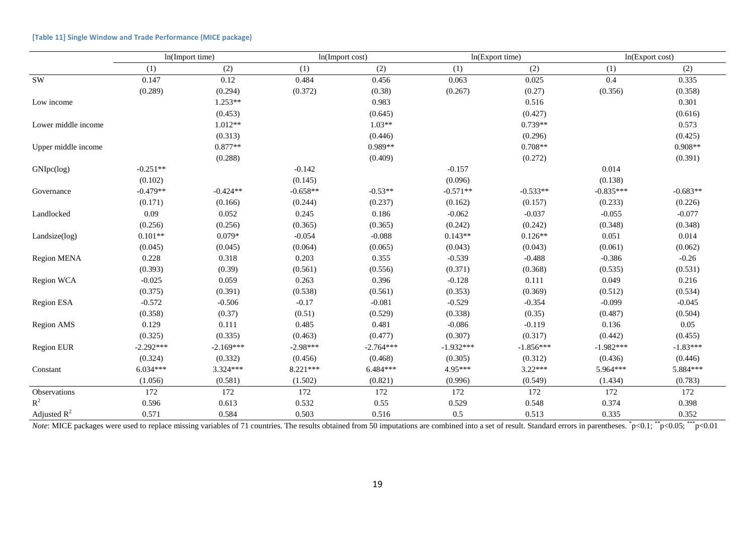**[Table 11] Single Window and Trade Performance (MICE package)**

| | ln(Import time) | | ln(Import cost) | | ln(Export time) | | ln(Export cost) | |
|---|---|---|---|---|---|---|---|---|
| | (1) | (2) | (1) | (2) | (1) | (2) | (1) | (2) |
| SW | 0.147 | 0.12 | 0.484 | 0.456 | 0.063 | 0.025 | 0.4 | 0.335 |
| | (0.289) | (0.294) | (0.372) | (0.38) | (0.267) | (0.27) | (0.356) | (0.358) |
| Low income | | 1.253** | | 0.983 | | 0.516 | | 0.301 |
| | | (0.453) | | (0.645) | | (0.427) | | (0.616) |
| Lower middle income | | 1.012** | | 1.03** | | 0.739** | | 0.573 |
| | | (0.313) | | (0.446) | | (0.296) | | (0.425) |
| Upper middle income | | 0.877** | | 0.989** | | 0.708** | | 0.908** |
| | | (0.288) | | (0.409) | | (0.272) | | (0.391) |
| GNIpc(log) | -0.251** | | -0.142 | | -0.157 | | 0.014 | |
| | (0.102) | | (0.145) | | (0.096) | | (0.138) | |
| Governance | -0.479** | -0.424** | -0.658** | -0.53** | -0.571** | -0.533** | -0.835*** | -0.683** |
| | (0.171) | (0.166) | (0.244) | (0.237) | (0.162) | (0.157) | (0.233) | (0.226) |
| Landlocked | 0.09 | 0.052 | 0.245 | 0.186 | -0.062 | -0.037 | -0.055 | -0.077 |
| | (0.256) | (0.256) | (0.365) | (0.365) | (0.242) | (0.242) | (0.348) | (0.348) |
| Landsize(log) | 0.101** | 0.079* | -0.054 | -0.088 | 0.143** | 0.126** | 0.051 | 0.014 |
| | (0.045) | (0.045) | (0.064) | (0.065) | (0.043) | (0.043) | (0.061) | (0.062) |
| Region MENA | 0.228 | 0.318 | 0.203 | 0.355 | -0.539 | -0.488 | -0.386 | -0.26 |
| | (0.393) | (0.39) | (0.561) | (0.556) | (0.371) | (0.368) | (0.535) | (0.531) |
| Region WCA | -0.025 | 0.059 | 0.263 | 0.396 | -0.128 | 0.111 | 0.049 | 0.216 |
| | (0.375) | (0.391) | (0.538) | (0.561) | (0.353) | (0.369) | (0.512) | (0.534) |
| Region ESA | -0.572 | -0.506 | -0.17 | -0.081 | -0.529 | -0.354 | -0.099 | -0.045 |
| | (0.358) | (0.37) | (0.51) | (0.529) | (0.338) | (0.35) | (0.487) | (0.504) |
| Region AMS | 0.129 | 0.111 | 0.485 | 0.481 | -0.086 | -0.119 | 0.136 | 0.05 |
| | (0.325) | (0.335) | (0.463) | (0.477) | (0.307) | (0.317) | (0.442) | (0.455) |
| Region EUR | -2.292*** | -2.169*** | -2.98*** | -2.764*** | -1.932*** | -1.856*** | -1.982*** | -1.83*** |
| | (0.324) | (0.332) | (0.456) | (0.468) | (0.305) | (0.312) | (0.436) | (0.446) |
| Constant | 6.034*** | 3.324*** | 8.221*** | 6.484*** | 4.95*** | 3.22*** | 5.964*** | 5.884*** |
| | (1.056) | (0.581) | (1.502) | (0.821) | (0.996) | (0.549) | (1.434) | (0.783) |
| Observations | 172 | 172 | 172 | 172 | 172 | 172 | 172 | 172 |
| $R^2$ | 0.596 | 0.613 | 0.532 | 0.55 | 0.529 | 0.548 | 0.374 | 0.398 |
| Adjusted $R^2$ | 0.571 | 0.584 | 0.503 | 0.516 | 0.5 | 0.513 | 0.335 | 0.352 |

*Note*: MICE packages were used to replace missing variables of 71 countries. The results obtained from 50 imputations are combined into a set of result. Standard errors in parentheses. \*$p<0.1$; \*\*$p<0.05$; \*\*\*$p<0.01$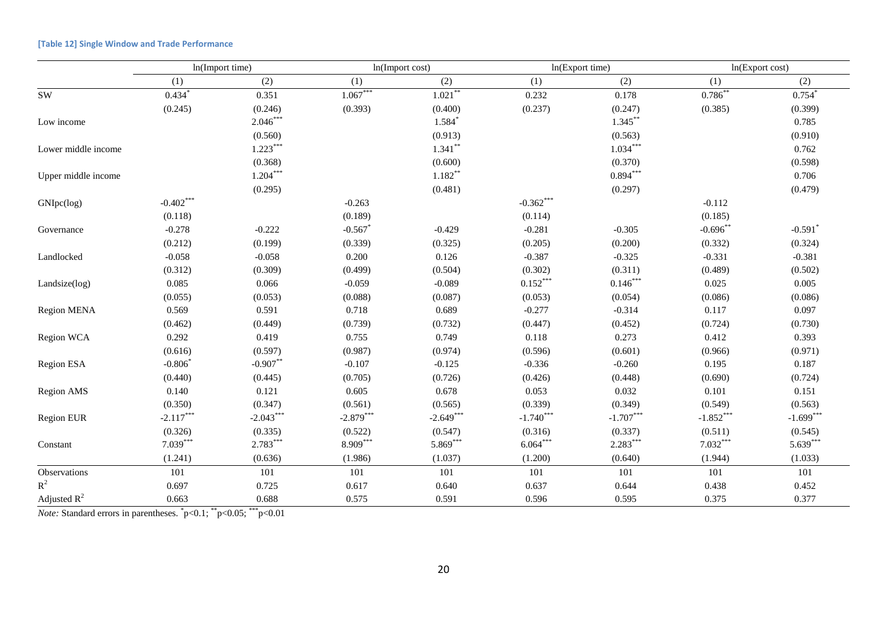**[Table 12] Single Window and Trade Performance**

| | ln(Import time) | | ln(Import cost) | | ln(Export time) | | ln(Export cost) | |
|---|---|---|---|---|---|---|---|---|
| | (1) | (2) | (1) | (2) | (1) | (2) | (1) | (2) |
| SW | 0.434* | 0.351 | 1.067*** | 1.021** | 0.232 | 0.178 | 0.786** | 0.754* |
| | (0.245) | (0.246) | (0.393) | (0.400) | (0.237) | (0.247) | (0.385) | (0.399) |
| Low income | | 2.046*** | | 1.584* | | 1.345** | | 0.785 |
| | | (0.560) | | (0.913) | | (0.563) | | (0.910) |
| Lower middle income | | 1.223*** | | 1.341** | | 1.034*** | | 0.762 |
| | | (0.368) | | (0.600) | | (0.370) | | (0.598) |
| Upper middle income | | 1.204*** | | 1.182** | | 0.894*** | | 0.706 |
| | | (0.295) | | (0.481) | | (0.297) | | (0.479) |
| GNIpc(log) | -0.402*** | | -0.263 | | -0.362*** | | -0.112 | |
| | (0.118) | | (0.189) | | (0.114) | | (0.185) | |
| Governance | -0.278 | -0.222 | -0.567* | -0.429 | -0.281 | -0.305 | -0.696** | -0.591* |
| | (0.212) | (0.199) | (0.339) | (0.325) | (0.205) | (0.200) | (0.332) | (0.324) |
| Landlocked | -0.058 | -0.058 | 0.200 | 0.126 | -0.387 | -0.325 | -0.331 | -0.381 |
| | (0.312) | (0.309) | (0.499) | (0.504) | (0.302) | (0.311) | (0.489) | (0.502) |
| Landsize(log) | 0.085 | 0.066 | -0.059 | -0.089 | 0.152*** | 0.146*** | 0.025 | 0.005 |
| | (0.055) | (0.053) | (0.088) | (0.087) | (0.053) | (0.054) | (0.086) | (0.086) |
| Region MENA | 0.569 | 0.591 | 0.718 | 0.689 | -0.277 | -0.314 | 0.117 | 0.097 |
| | (0.462) | (0.449) | (0.739) | (0.732) | (0.447) | (0.452) | (0.724) | (0.730) |
| Region WCA | 0.292 | 0.419 | 0.755 | 0.749 | 0.118 | 0.273 | 0.412 | 0.393 |
| | (0.616) | (0.597) | (0.987) | (0.974) | (0.596) | (0.601) | (0.966) | (0.971) |
| Region ESA | -0.806* | -0.907** | -0.107 | -0.125 | -0.336 | -0.260 | 0.195 | 0.187 |
| | (0.440) | (0.445) | (0.705) | (0.726) | (0.426) | (0.448) | (0.690) | (0.724) |
| Region AMS | 0.140 | 0.121 | 0.605 | 0.678 | 0.053 | 0.032 | 0.101 | 0.151 |
| | (0.350) | (0.347) | (0.561) | (0.565) | (0.339) | (0.349) | (0.549) | (0.563) |
| Region EUR | -2.117*** | -2.043*** | -2.879*** | -2.649*** | -1.740*** | -1.707*** | -1.852*** | -1.699*** |
| | (0.326) | (0.335) | (0.522) | (0.547) | (0.316) | (0.337) | (0.511) | (0.545) |
| Constant | 7.039*** | 2.783*** | 8.909*** | 5.869*** | 6.064*** | 2.283*** | 7.032*** | 5.639*** |
| | (1.241) | (0.636) | (1.986) | (1.037) | (1.200) | (0.640) | (1.944) | (1.033) |
| Observations | 101 | 101 | 101 | 101 | 101 | 101 | 101 | 101 |
| $R^2$ | 0.697 | 0.725 | 0.617 | 0.640 | 0.637 | 0.644 | 0.438 | 0.452 |
| Adjusted $R^2$ | 0.663 | 0.688 | 0.575 | 0.591 | 0.596 | 0.595 | 0.375 | 0.377 |

*Note:* Standard errors in parentheses. *p<0.1; **p<0.05; ***p<0.01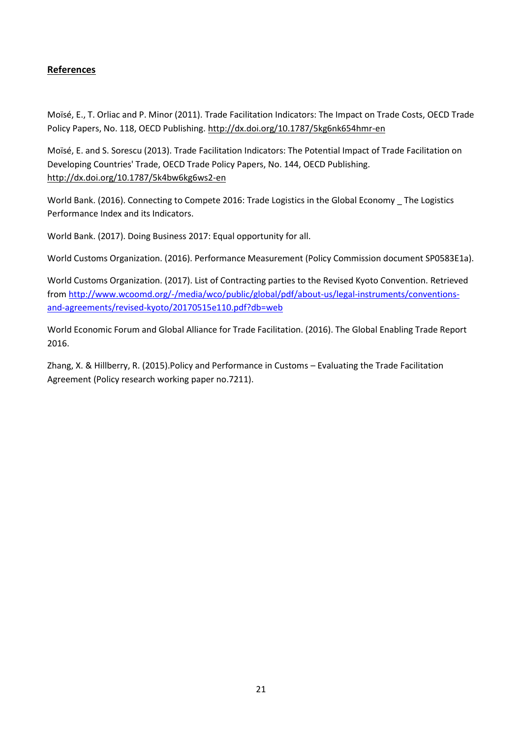## References

Moïsé, E., T. Orliac and P. Minor (2011). Trade Facilitation Indicators: The Impact on Trade Costs, OECD Trade Policy Papers, No. 118, OECD Publishing. http://dx.doi.org/10.1787/5kg6nk654hmr-en

Moïsé, E. and S. Sorescu (2013). Trade Facilitation Indicators: The Potential Impact of Trade Facilitation on Developing Countries' Trade, OECD Trade Policy Papers, No. 144, OECD Publishing. http://dx.doi.org/10.1787/5k4bw6kg6ws2-en

World Bank. (2016). Connecting to Compete 2016: Trade Logistics in the Global Economy _ The Logistics Performance Index and its Indicators.

World Bank. (2017). Doing Business 2017: Equal opportunity for all.

World Customs Organization. (2016). Performance Measurement (Policy Commission document SP0583E1a).

World Customs Organization. (2017). List of Contracting parties to the Revised Kyoto Convention. Retrieved from http://www.wcoomd.org/-/media/wco/public/global/pdf/about-us/legal-instruments/conventions-and-agreements/revised-kyoto/20170515e110.pdf?db=web

World Economic Forum and Global Alliance for Trade Facilitation. (2016). The Global Enabling Trade Report 2016.

Zhang, X. & Hillberry, R. (2015).Policy and Performance in Customs – Evaluating the Trade Facilitation Agreement (Policy research working paper no.7211).